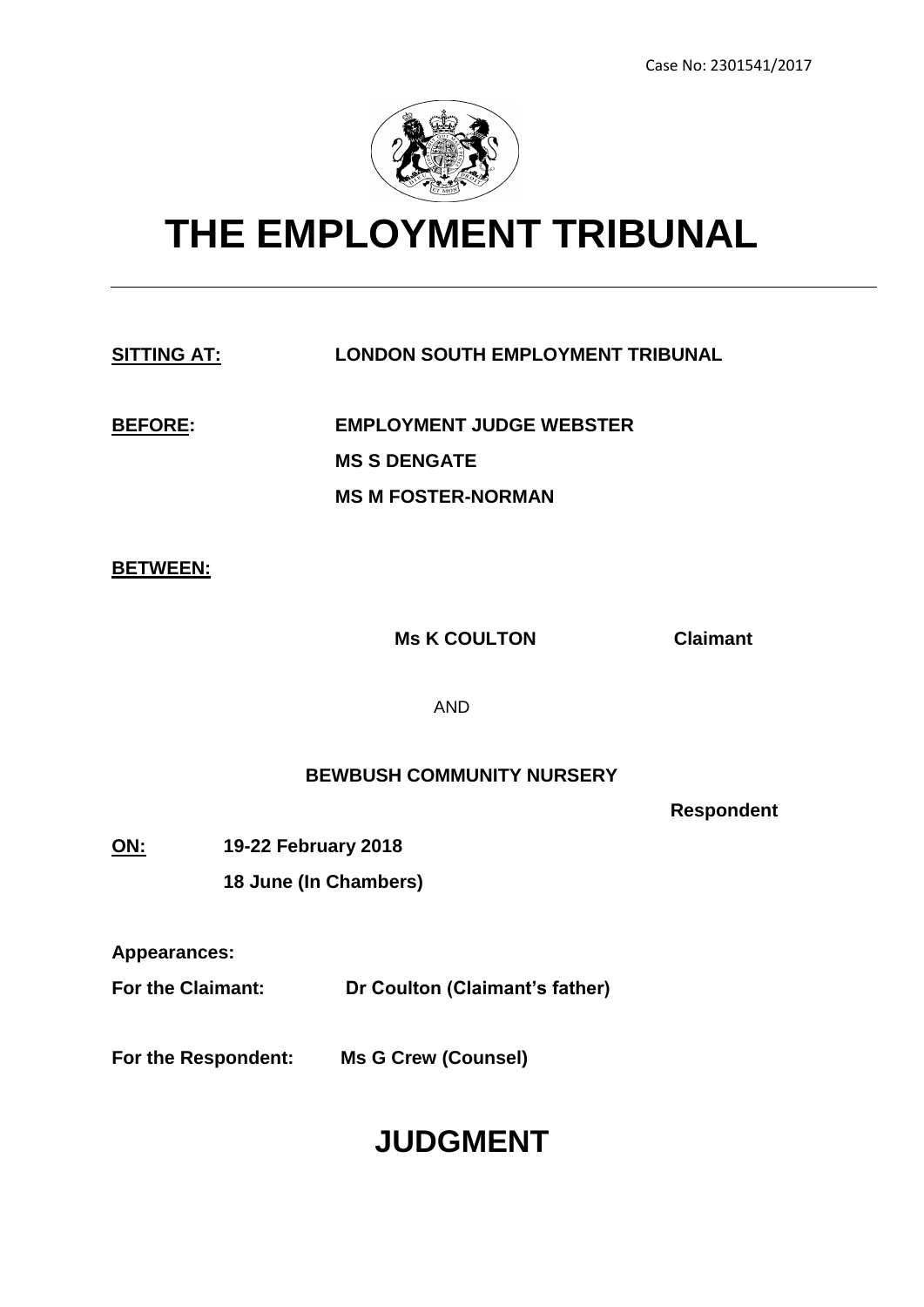Case No: 2301541/2017

# THE EMPLOYMENT TRIBUNAL

---

**SITTING AT:** **LONDON SOUTH EMPLOYMENT TRIBUNAL**

**BEFORE:** **EMPLOYMENT JUDGE WEBSTER**

**MS S DENGATE**

**MS M FOSTER-NORMAN**

**BETWEEN:**

**Ms K COULTON** **Claimant**

AND

**BEWBUSH COMMUNITY NURSERY**

**Respondent**

**ON:** **19-22 February 2018**

**18 June (In Chambers)**

**Appearances:**

**For the Claimant:** **Dr Coulton (Claimant's father)**

**For the Respondent:** **Ms G Crew (Counsel)**

# JUDGMENT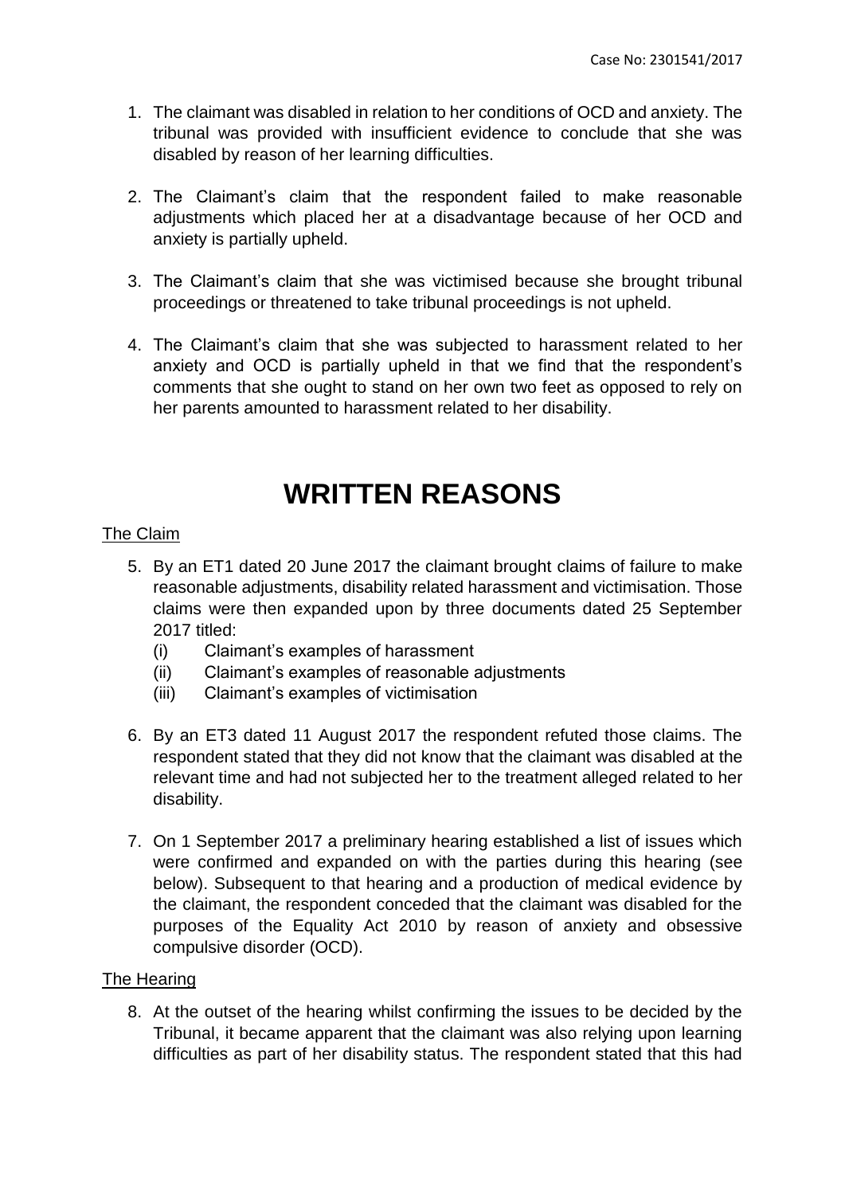1. The claimant was disabled in relation to her conditions of OCD and anxiety. The tribunal was provided with insufficient evidence to conclude that she was disabled by reason of her learning difficulties.

2. The Claimant's claim that the respondent failed to make reasonable adjustments which placed her at a disadvantage because of her OCD and anxiety is partially upheld.

3. The Claimant's claim that she was victimised because she brought tribunal proceedings or threatened to take tribunal proceedings is not upheld.

4. The Claimant's claim that she was subjected to harassment related to her anxiety and OCD is partially upheld in that we find that the respondent's comments that she ought to stand on her own two feet as opposed to rely on her parents amounted to harassment related to her disability.

# WRITTEN REASONS

## The Claim

5. By an ET1 dated 20 June 2017 the claimant brought claims of failure to make reasonable adjustments, disability related harassment and victimisation. Those claims were then expanded upon by three documents dated 25 September 2017 titled:
   (i) Claimant's examples of harassment
   (ii) Claimant's examples of reasonable adjustments
   (iii) Claimant's examples of victimisation

6. By an ET3 dated 11 August 2017 the respondent refuted those claims. The respondent stated that they did not know that the claimant was disabled at the relevant time and had not subjected her to the treatment alleged related to her disability.

7. On 1 September 2017 a preliminary hearing established a list of issues which were confirmed and expanded on with the parties during this hearing (see below). Subsequent to that hearing and a production of medical evidence by the claimant, the respondent conceded that the claimant was disabled for the purposes of the Equality Act 2010 by reason of anxiety and obsessive compulsive disorder (OCD).

## The Hearing

8. At the outset of the hearing whilst confirming the issues to be decided by the Tribunal, it became apparent that the claimant was also relying upon learning difficulties as part of her disability status. The respondent stated that this had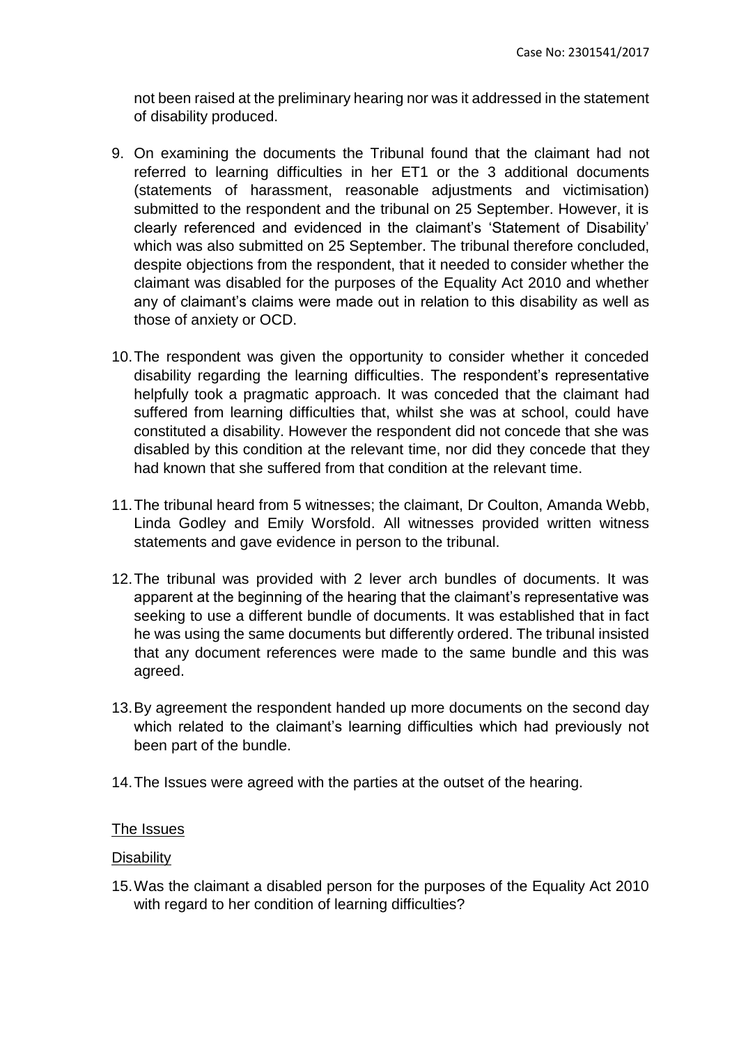not been raised at the preliminary hearing nor was it addressed in the statement of disability produced.

9. On examining the documents the Tribunal found that the claimant had not referred to learning difficulties in her ET1 or the 3 additional documents (statements of harassment, reasonable adjustments and victimisation) submitted to the respondent and the tribunal on 25 September. However, it is clearly referenced and evidenced in the claimant's 'Statement of Disability' which was also submitted on 25 September. The tribunal therefore concluded, despite objections from the respondent, that it needed to consider whether the claimant was disabled for the purposes of the Equality Act 2010 and whether any of claimant's claims were made out in relation to this disability as well as those of anxiety or OCD.

10. The respondent was given the opportunity to consider whether it conceded disability regarding the learning difficulties. The respondent's representative helpfully took a pragmatic approach. It was conceded that the claimant had suffered from learning difficulties that, whilst she was at school, could have constituted a disability. However the respondent did not concede that she was disabled by this condition at the relevant time, nor did they concede that they had known that she suffered from that condition at the relevant time.

11. The tribunal heard from 5 witnesses; the claimant, Dr Coulton, Amanda Webb, Linda Godley and Emily Worsfold. All witnesses provided written witness statements and gave evidence in person to the tribunal.

12. The tribunal was provided with 2 lever arch bundles of documents. It was apparent at the beginning of the hearing that the claimant's representative was seeking to use a different bundle of documents. It was established that in fact he was using the same documents but differently ordered. The tribunal insisted that any document references were made to the same bundle and this was agreed.

13. By agreement the respondent handed up more documents on the second day which related to the claimant's learning difficulties which had previously not been part of the bundle.

14. The Issues were agreed with the parties at the outset of the hearing.

## The Issues

### Disability

15. Was the claimant a disabled person for the purposes of the Equality Act 2010 with regard to her condition of learning difficulties?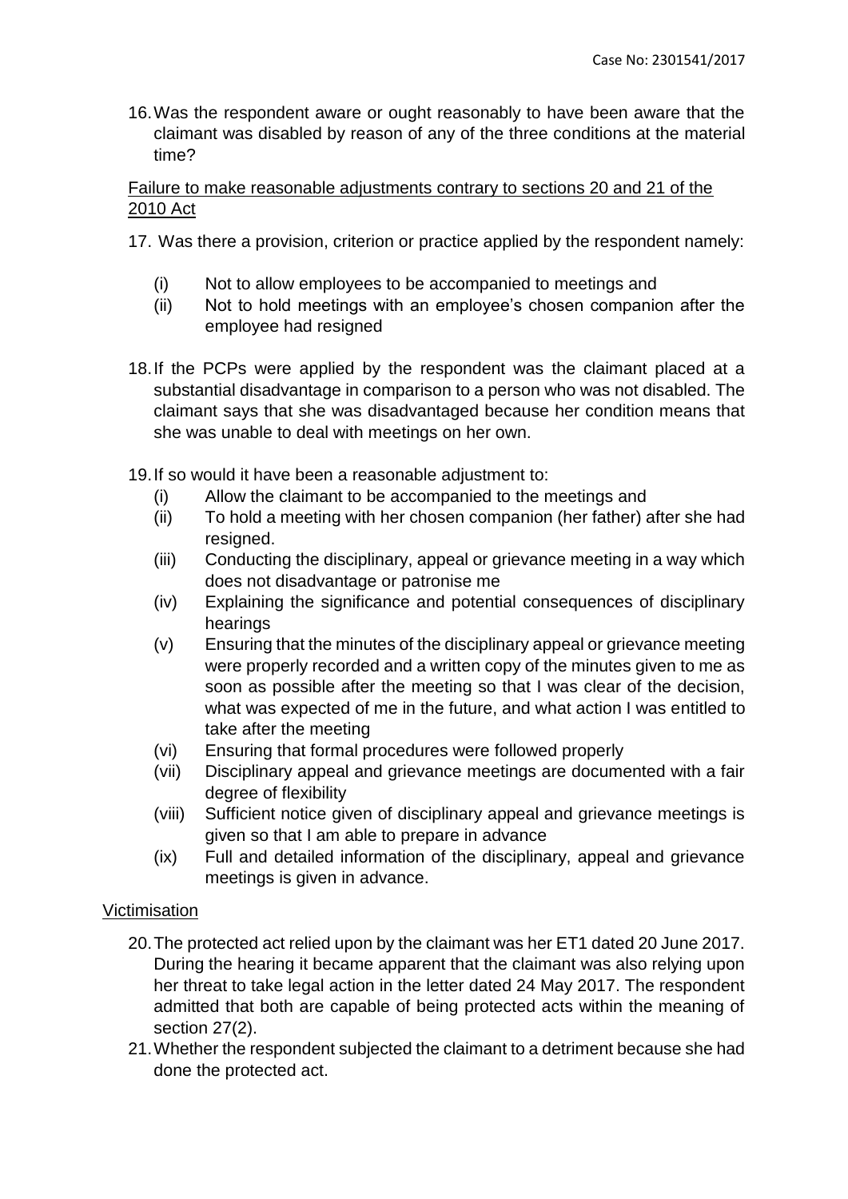16. Was the respondent aware or ought reasonably to have been aware that the claimant was disabled by reason of any of the three conditions at the material time?

<u>Failure to make reasonable adjustments contrary to sections 20 and 21 of the 2010 Act</u>

17. Was there a provision, criterion or practice applied by the respondent namely:

    (i) Not to allow employees to be accompanied to meetings and
    (ii) Not to hold meetings with an employee's chosen companion after the employee had resigned

18. If the PCPs were applied by the respondent was the claimant placed at a substantial disadvantage in comparison to a person who was not disabled. The claimant says that she was disadvantaged because her condition means that she was unable to deal with meetings on her own.

19. If so would it have been a reasonable adjustment to:
    (i) Allow the claimant to be accompanied to the meetings and
    (ii) To hold a meeting with her chosen companion (her father) after she had resigned.
    (iii) Conducting the disciplinary, appeal or grievance meeting in a way which does not disadvantage or patronise me
    (iv) Explaining the significance and potential consequences of disciplinary hearings
    (v) Ensuring that the minutes of the disciplinary appeal or grievance meeting were properly recorded and a written copy of the minutes given to me as soon as possible after the meeting so that I was clear of the decision, what was expected of me in the future, and what action I was entitled to take after the meeting
    (vi) Ensuring that formal procedures were followed properly
    (vii) Disciplinary appeal and grievance meetings are documented with a fair degree of flexibility
    (viii) Sufficient notice given of disciplinary appeal and grievance meetings is given so that I am able to prepare in advance
    (ix) Full and detailed information of the disciplinary, appeal and grievance meetings is given in advance.

<u>Victimisation</u>

20. The protected act relied upon by the claimant was her ET1 dated 20 June 2017. During the hearing it became apparent that the claimant was also relying upon her threat to take legal action in the letter dated 24 May 2017. The respondent admitted that both are capable of being protected acts within the meaning of section 27(2).

21. Whether the respondent subjected the claimant to a detriment because she had done the protected act.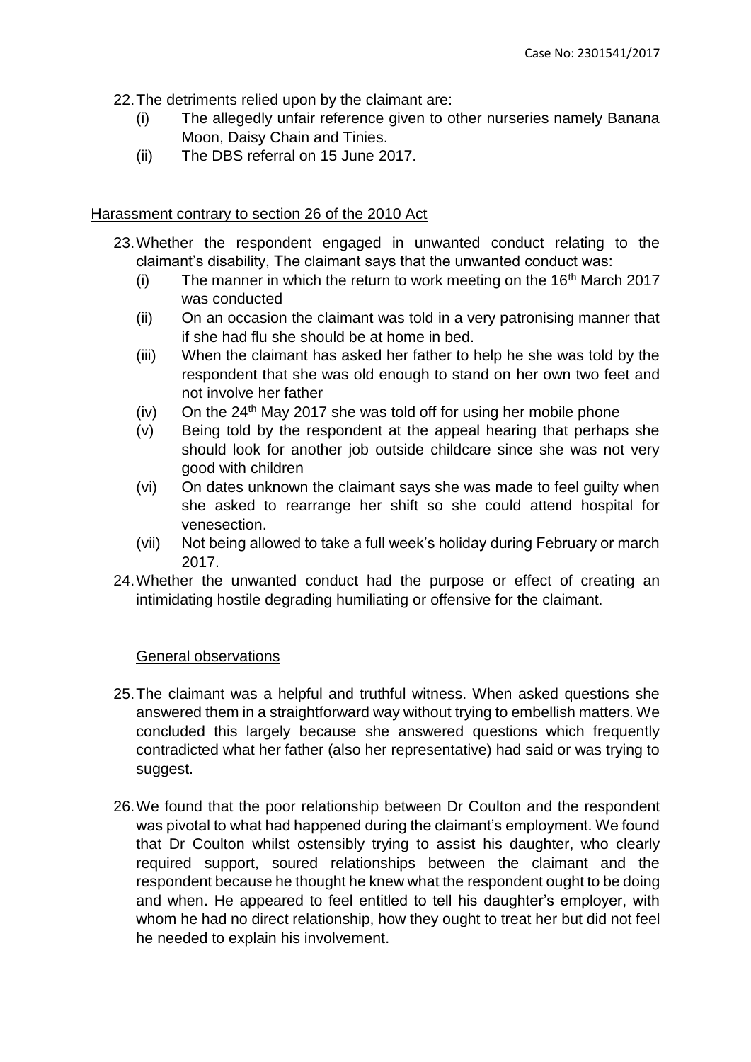22. The detriments relied upon by the claimant are:
    (i) The allegedly unfair reference given to other nurseries namely Banana Moon, Daisy Chain and Tinies.
    (ii) The DBS referral on 15 June 2017.

<u>Harassment contrary to section 26 of the 2010 Act</u>

23. Whether the respondent engaged in unwanted conduct relating to the claimant's disability, The claimant says that the unwanted conduct was:
    (i) The manner in which the return to work meeting on the 16th March 2017 was conducted
    (ii) On an occasion the claimant was told in a very patronising manner that if she had flu she should be at home in bed.
    (iii) When the claimant has asked her father to help he she was told by the respondent that she was old enough to stand on her own two feet and not involve her father
    (iv) On the 24th May 2017 she was told off for using her mobile phone
    (v) Being told by the respondent at the appeal hearing that perhaps she should look for another job outside childcare since she was not very good with children
    (vi) On dates unknown the claimant says she was made to feel guilty when she asked to rearrange her shift so she could attend hospital for venesection.
    (vii) Not being allowed to take a full week's holiday during February or march 2017.
24. Whether the unwanted conduct had the purpose or effect of creating an intimidating hostile degrading humiliating or offensive for the claimant.

<u>General observations</u>

25. The claimant was a helpful and truthful witness. When asked questions she answered them in a straightforward way without trying to embellish matters. We concluded this largely because she answered questions which frequently contradicted what her father (also her representative) had said or was trying to suggest.

26. We found that the poor relationship between Dr Coulton and the respondent was pivotal to what had happened during the claimant's employment. We found that Dr Coulton whilst ostensibly trying to assist his daughter, who clearly required support, soured relationships between the claimant and the respondent because he thought he knew what the respondent ought to be doing and when. He appeared to feel entitled to tell his daughter's employer, with whom he had no direct relationship, how they ought to treat her but did not feel he needed to explain his involvement.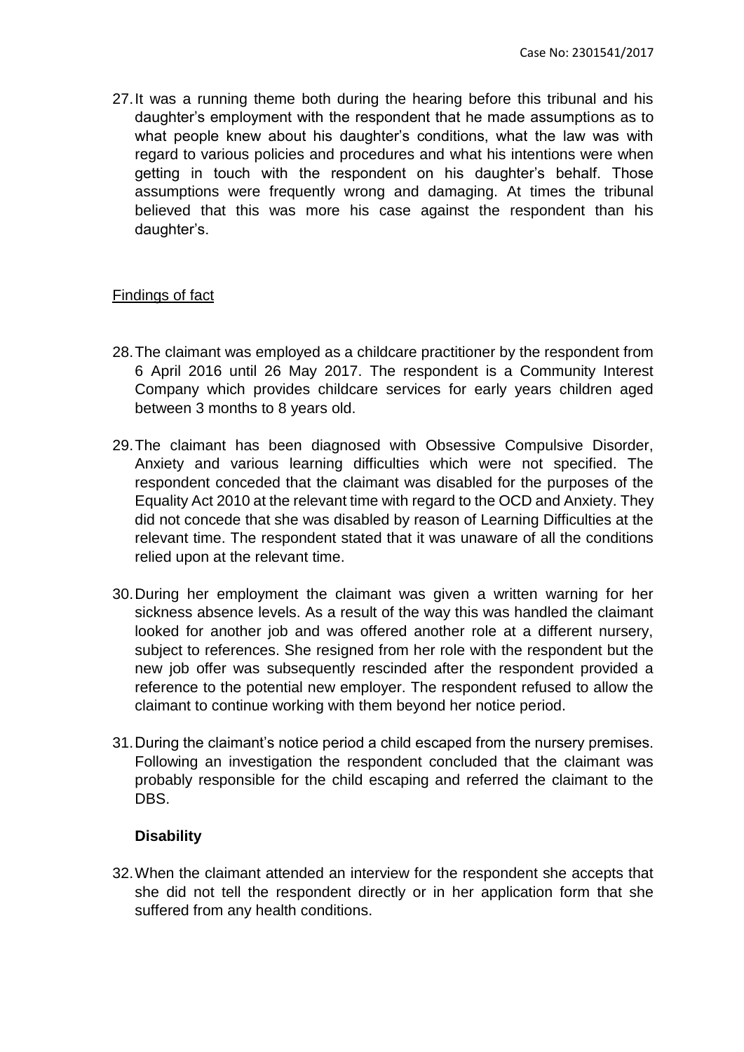27. It was a running theme both during the hearing before this tribunal and his daughter's employment with the respondent that he made assumptions as to what people knew about his daughter's conditions, what the law was with regard to various policies and procedures and what his intentions were when getting in touch with the respondent on his daughter's behalf. Those assumptions were frequently wrong and damaging. At times the tribunal believed that this was more his case against the respondent than his daughter's.

## Findings of fact

28. The claimant was employed as a childcare practitioner by the respondent from 6 April 2016 until 26 May 2017. The respondent is a Community Interest Company which provides childcare services for early years children aged between 3 months to 8 years old.

29. The claimant has been diagnosed with Obsessive Compulsive Disorder, Anxiety and various learning difficulties which were not specified. The respondent conceded that the claimant was disabled for the purposes of the Equality Act 2010 at the relevant time with regard to the OCD and Anxiety. They did not concede that she was disabled by reason of Learning Difficulties at the relevant time. The respondent stated that it was unaware of all the conditions relied upon at the relevant time.

30. During her employment the claimant was given a written warning for her sickness absence levels. As a result of the way this was handled the claimant looked for another job and was offered another role at a different nursery, subject to references. She resigned from her role with the respondent but the new job offer was subsequently rescinded after the respondent provided a reference to the potential new employer. The respondent refused to allow the claimant to continue working with them beyond her notice period.

31. During the claimant's notice period a child escaped from the nursery premises. Following an investigation the respondent concluded that the claimant was probably responsible for the child escaping and referred the claimant to the DBS.

### Disability

32. When the claimant attended an interview for the respondent she accepts that she did not tell the respondent directly or in her application form that she suffered from any health conditions.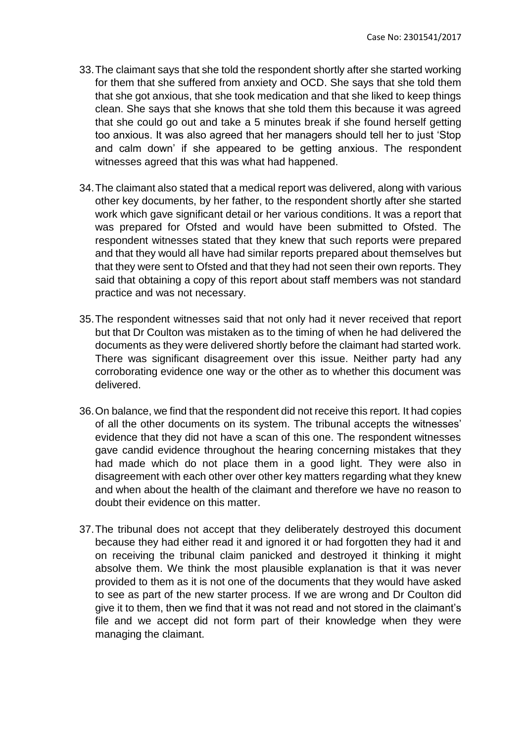33. The claimant says that she told the respondent shortly after she started working for them that she suffered from anxiety and OCD. She says that she told them that she got anxious, that she took medication and that she liked to keep things clean. She says that she knows that she told them this because it was agreed that she could go out and take a 5 minutes break if she found herself getting too anxious. It was also agreed that her managers should tell her to just 'Stop and calm down' if she appeared to be getting anxious. The respondent witnesses agreed that this was what had happened.

34. The claimant also stated that a medical report was delivered, along with various other key documents, by her father, to the respondent shortly after she started work which gave significant detail or her various conditions. It was a report that was prepared for Ofsted and would have been submitted to Ofsted. The respondent witnesses stated that they knew that such reports were prepared and that they would all have had similar reports prepared about themselves but that they were sent to Ofsted and that they had not seen their own reports. They said that obtaining a copy of this report about staff members was not standard practice and was not necessary.

35. The respondent witnesses said that not only had it never received that report but that Dr Coulton was mistaken as to the timing of when he had delivered the documents as they were delivered shortly before the claimant had started work. There was significant disagreement over this issue. Neither party had any corroborating evidence one way or the other as to whether this document was delivered.

36. On balance, we find that the respondent did not receive this report. It had copies of all the other documents on its system. The tribunal accepts the witnesses' evidence that they did not have a scan of this one. The respondent witnesses gave candid evidence throughout the hearing concerning mistakes that they had made which do not place them in a good light. They were also in disagreement with each other over other key matters regarding what they knew and when about the health of the claimant and therefore we have no reason to doubt their evidence on this matter.

37. The tribunal does not accept that they deliberately destroyed this document because they had either read it and ignored it or had forgotten they had it and on receiving the tribunal claim panicked and destroyed it thinking it might absolve them. We think the most plausible explanation is that it was never provided to them as it is not one of the documents that they would have asked to see as part of the new starter process. If we are wrong and Dr Coulton did give it to them, then we find that it was not read and not stored in the claimant's file and we accept did not form part of their knowledge when they were managing the claimant.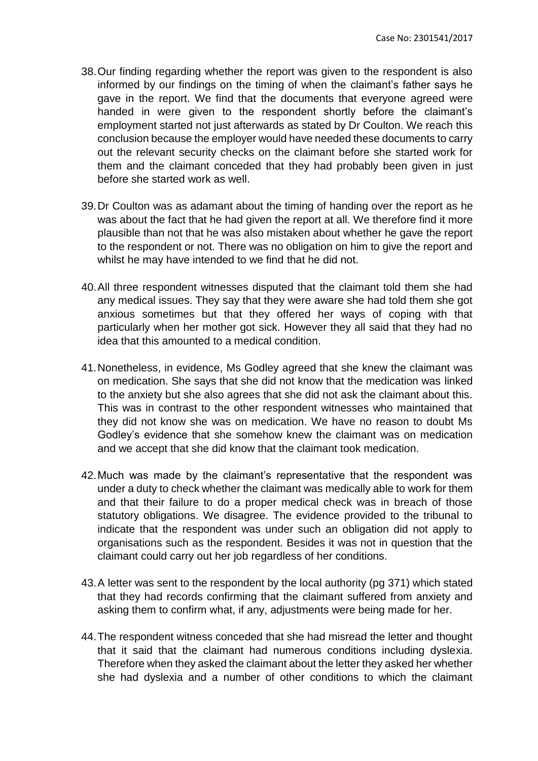38. Our finding regarding whether the report was given to the respondent is also informed by our findings on the timing of when the claimant's father says he gave in the report. We find that the documents that everyone agreed were handed in were given to the respondent shortly before the claimant's employment started not just afterwards as stated by Dr Coulton. We reach this conclusion because the employer would have needed these documents to carry out the relevant security checks on the claimant before she started work for them and the claimant conceded that they had probably been given in just before she started work as well.

39. Dr Coulton was as adamant about the timing of handing over the report as he was about the fact that he had given the report at all. We therefore find it more plausible than not that he was also mistaken about whether he gave the report to the respondent or not. There was no obligation on him to give the report and whilst he may have intended to we find that he did not.

40. All three respondent witnesses disputed that the claimant told them she had any medical issues. They say that they were aware she had told them she got anxious sometimes but that they offered her ways of coping with that particularly when her mother got sick. However they all said that they had no idea that this amounted to a medical condition.

41. Nonetheless, in evidence, Ms Godley agreed that she knew the claimant was on medication. She says that she did not know that the medication was linked to the anxiety but she also agrees that she did not ask the claimant about this. This was in contrast to the other respondent witnesses who maintained that they did not know she was on medication. We have no reason to doubt Ms Godley's evidence that she somehow knew the claimant was on medication and we accept that she did know that the claimant took medication.

42. Much was made by the claimant's representative that the respondent was under a duty to check whether the claimant was medically able to work for them and that their failure to do a proper medical check was in breach of those statutory obligations. We disagree. The evidence provided to the tribunal to indicate that the respondent was under such an obligation did not apply to organisations such as the respondent. Besides it was not in question that the claimant could carry out her job regardless of her conditions.

43. A letter was sent to the respondent by the local authority (pg 371) which stated that they had records confirming that the claimant suffered from anxiety and asking them to confirm what, if any, adjustments were being made for her.

44. The respondent witness conceded that she had misread the letter and thought that it said that the claimant had numerous conditions including dyslexia. Therefore when they asked the claimant about the letter they asked her whether she had dyslexia and a number of other conditions to which the claimant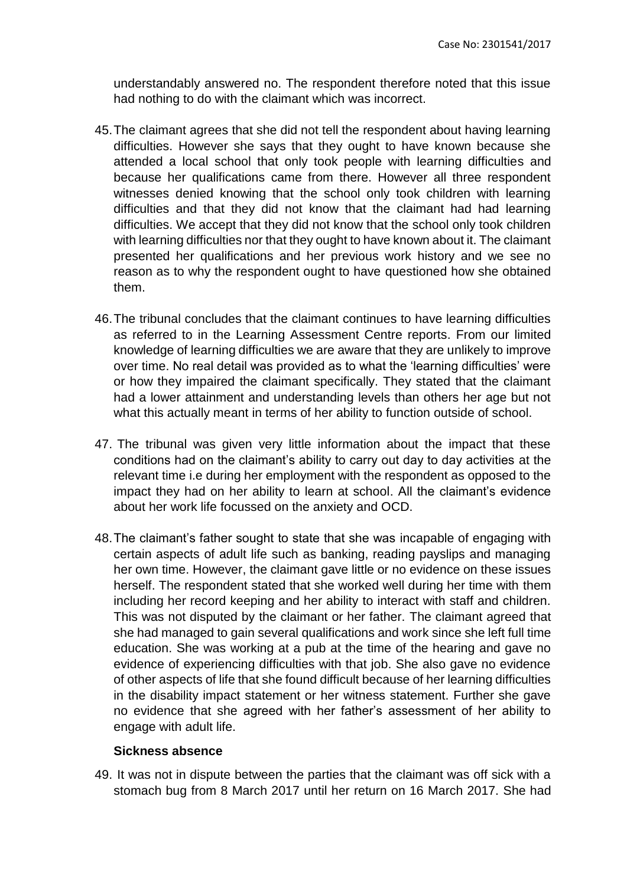understandably answered no. The respondent therefore noted that this issue had nothing to do with the claimant which was incorrect.

45. The claimant agrees that she did not tell the respondent about having learning difficulties. However she says that they ought to have known because she attended a local school that only took people with learning difficulties and because her qualifications came from there. However all three respondent witnesses denied knowing that the school only took children with learning difficulties and that they did not know that the claimant had had learning difficulties. We accept that they did not know that the school only took children with learning difficulties nor that they ought to have known about it. The claimant presented her qualifications and her previous work history and we see no reason as to why the respondent ought to have questioned how she obtained them.

46. The tribunal concludes that the claimant continues to have learning difficulties as referred to in the Learning Assessment Centre reports. From our limited knowledge of learning difficulties we are aware that they are unlikely to improve over time. No real detail was provided as to what the 'learning difficulties' were or how they impaired the claimant specifically. They stated that the claimant had a lower attainment and understanding levels than others her age but not what this actually meant in terms of her ability to function outside of school.

47. The tribunal was given very little information about the impact that these conditions had on the claimant's ability to carry out day to day activities at the relevant time i.e during her employment with the respondent as opposed to the impact they had on her ability to learn at school. All the claimant's evidence about her work life focussed on the anxiety and OCD.

48. The claimant's father sought to state that she was incapable of engaging with certain aspects of adult life such as banking, reading payslips and managing her own time. However, the claimant gave little or no evidence on these issues herself. The respondent stated that she worked well during her time with them including her record keeping and her ability to interact with staff and children. This was not disputed by the claimant or her father. The claimant agreed that she had managed to gain several qualifications and work since she left full time education. She was working at a pub at the time of the hearing and gave no evidence of experiencing difficulties with that job. She also gave no evidence of other aspects of life that she found difficult because of her learning difficulties in the disability impact statement or her witness statement. Further she gave no evidence that she agreed with her father's assessment of her ability to engage with adult life.

**Sickness absence**

49. It was not in dispute between the parties that the claimant was off sick with a stomach bug from 8 March 2017 until her return on 16 March 2017. She had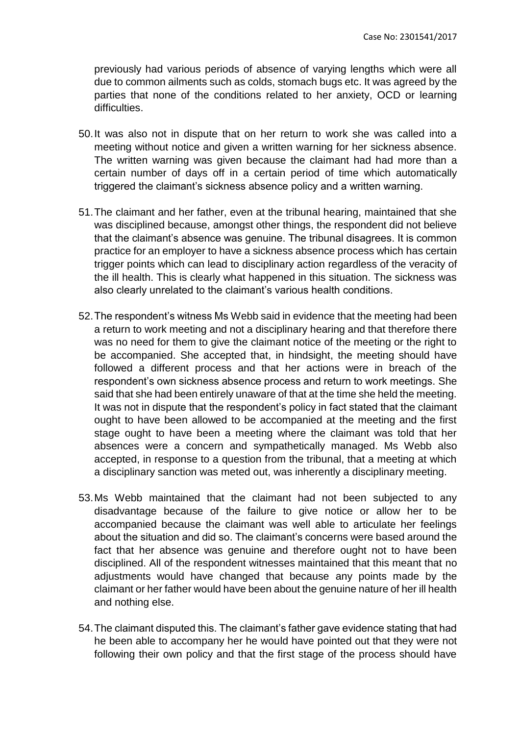previously had various periods of absence of varying lengths which were all due to common ailments such as colds, stomach bugs etc. It was agreed by the parties that none of the conditions related to her anxiety, OCD or learning difficulties.

50. It was also not in dispute that on her return to work she was called into a meeting without notice and given a written warning for her sickness absence. The written warning was given because the claimant had had more than a certain number of days off in a certain period of time which automatically triggered the claimant's sickness absence policy and a written warning.

51. The claimant and her father, even at the tribunal hearing, maintained that she was disciplined because, amongst other things, the respondent did not believe that the claimant's absence was genuine. The tribunal disagrees. It is common practice for an employer to have a sickness absence process which has certain trigger points which can lead to disciplinary action regardless of the veracity of the ill health. This is clearly what happened in this situation. The sickness was also clearly unrelated to the claimant's various health conditions.

52. The respondent's witness Ms Webb said in evidence that the meeting had been a return to work meeting and not a disciplinary hearing and that therefore there was no need for them to give the claimant notice of the meeting or the right to be accompanied. She accepted that, in hindsight, the meeting should have followed a different process and that her actions were in breach of the respondent's own sickness absence process and return to work meetings. She said that she had been entirely unaware of that at the time she held the meeting. It was not in dispute that the respondent's policy in fact stated that the claimant ought to have been allowed to be accompanied at the meeting and the first stage ought to have been a meeting where the claimant was told that her absences were a concern and sympathetically managed. Ms Webb also accepted, in response to a question from the tribunal, that a meeting at which a disciplinary sanction was meted out, was inherently a disciplinary meeting.

53. Ms Webb maintained that the claimant had not been subjected to any disadvantage because of the failure to give notice or allow her to be accompanied because the claimant was well able to articulate her feelings about the situation and did so. The claimant's concerns were based around the fact that her absence was genuine and therefore ought not to have been disciplined. All of the respondent witnesses maintained that this meant that no adjustments would have changed that because any points made by the claimant or her father would have been about the genuine nature of her ill health and nothing else.

54. The claimant disputed this. The claimant's father gave evidence stating that had he been able to accompany her he would have pointed out that they were not following their own policy and that the first stage of the process should have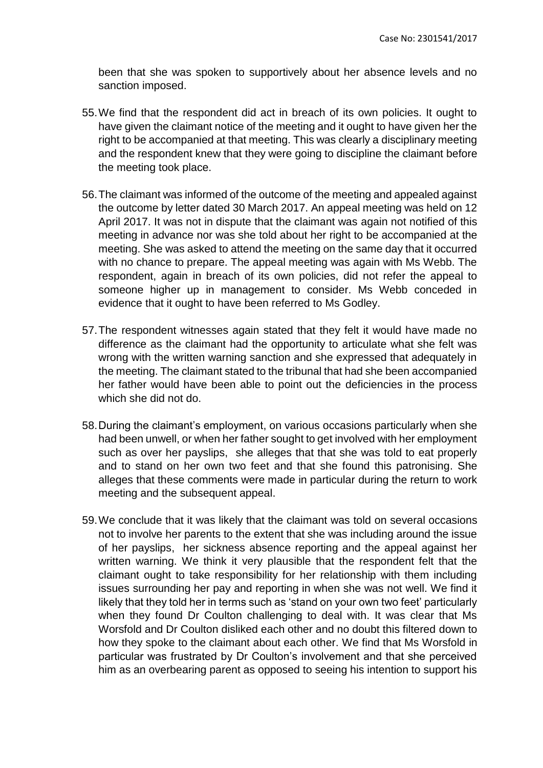been that she was spoken to supportively about her absence levels and no sanction imposed.

55. We find that the respondent did act in breach of its own policies. It ought to have given the claimant notice of the meeting and it ought to have given her the right to be accompanied at that meeting. This was clearly a disciplinary meeting and the respondent knew that they were going to discipline the claimant before the meeting took place.

56. The claimant was informed of the outcome of the meeting and appealed against the outcome by letter dated 30 March 2017. An appeal meeting was held on 12 April 2017. It was not in dispute that the claimant was again not notified of this meeting in advance nor was she told about her right to be accompanied at the meeting. She was asked to attend the meeting on the same day that it occurred with no chance to prepare. The appeal meeting was again with Ms Webb. The respondent, again in breach of its own policies, did not refer the appeal to someone higher up in management to consider. Ms Webb conceded in evidence that it ought to have been referred to Ms Godley.

57. The respondent witnesses again stated that they felt it would have made no difference as the claimant had the opportunity to articulate what she felt was wrong with the written warning sanction and she expressed that adequately in the meeting. The claimant stated to the tribunal that had she been accompanied her father would have been able to point out the deficiencies in the process which she did not do.

58. During the claimant's employment, on various occasions particularly when she had been unwell, or when her father sought to get involved with her employment such as over her payslips, she alleges that that she was told to eat properly and to stand on her own two feet and that she found this patronising. She alleges that these comments were made in particular during the return to work meeting and the subsequent appeal.

59. We conclude that it was likely that the claimant was told on several occasions not to involve her parents to the extent that she was including around the issue of her payslips, her sickness absence reporting and the appeal against her written warning. We think it very plausible that the respondent felt that the claimant ought to take responsibility for her relationship with them including issues surrounding her pay and reporting in when she was not well. We find it likely that they told her in terms such as 'stand on your own two feet' particularly when they found Dr Coulton challenging to deal with. It was clear that Ms Worsfold and Dr Coulton disliked each other and no doubt this filtered down to how they spoke to the claimant about each other. We find that Ms Worsfold in particular was frustrated by Dr Coulton's involvement and that she perceived him as an overbearing parent as opposed to seeing his intention to support his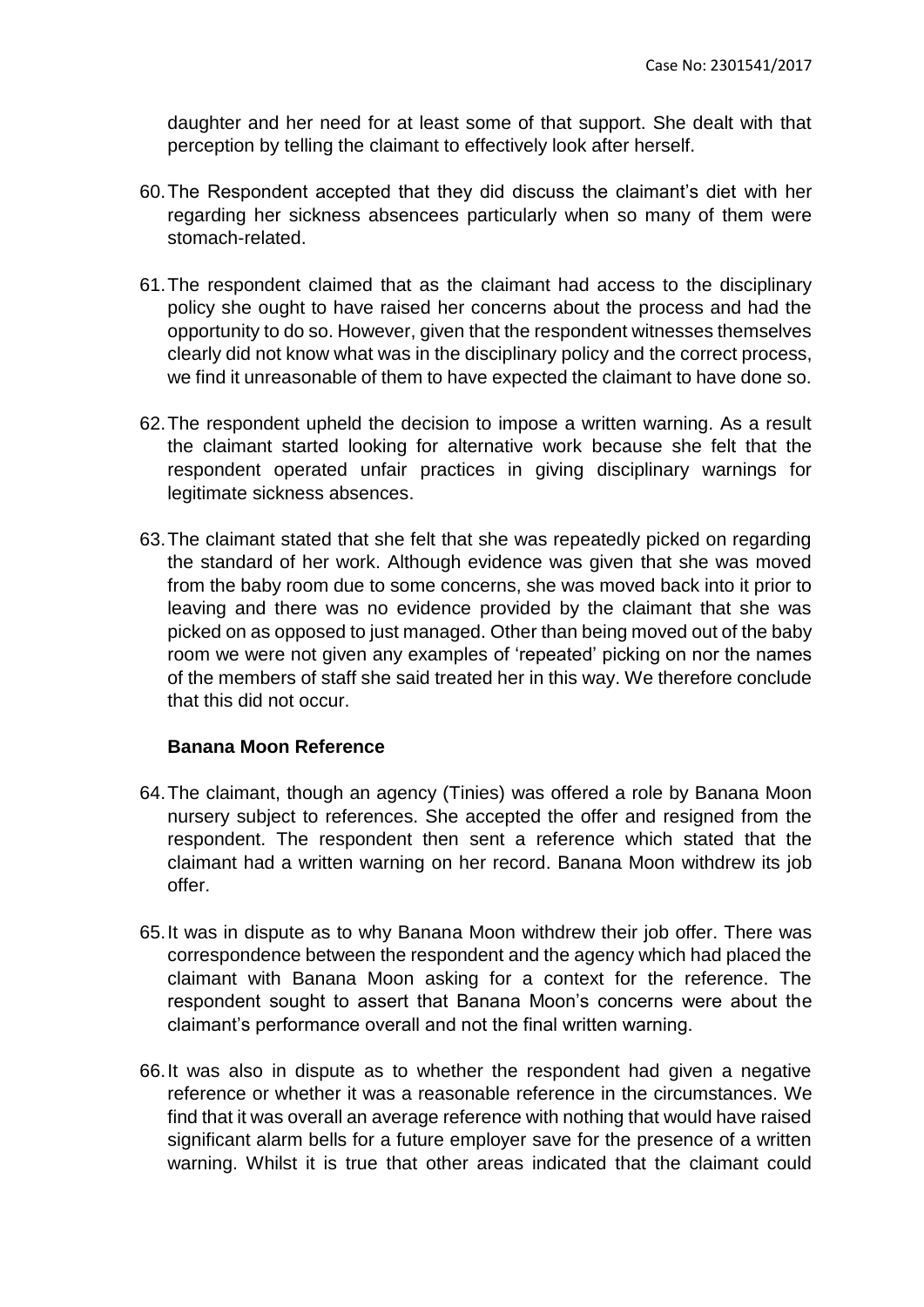daughter and her need for at least some of that support. She dealt with that perception by telling the claimant to effectively look after herself.

60. The Respondent accepted that they did discuss the claimant's diet with her regarding her sickness absencees particularly when so many of them were stomach-related.

61. The respondent claimed that as the claimant had access to the disciplinary policy she ought to have raised her concerns about the process and had the opportunity to do so. However, given that the respondent witnesses themselves clearly did not know what was in the disciplinary policy and the correct process, we find it unreasonable of them to have expected the claimant to have done so.

62. The respondent upheld the decision to impose a written warning. As a result the claimant started looking for alternative work because she felt that the respondent operated unfair practices in giving disciplinary warnings for legitimate sickness absences.

63. The claimant stated that she felt that she was repeatedly picked on regarding the standard of her work. Although evidence was given that she was moved from the baby room due to some concerns, she was moved back into it prior to leaving and there was no evidence provided by the claimant that she was picked on as opposed to just managed. Other than being moved out of the baby room we were not given any examples of 'repeated' picking on nor the names of the members of staff she said treated her in this way. We therefore conclude that this did not occur.

**Banana Moon Reference**

64. The claimant, though an agency (Tinies) was offered a role by Banana Moon nursery subject to references. She accepted the offer and resigned from the respondent. The respondent then sent a reference which stated that the claimant had a written warning on her record. Banana Moon withdrew its job offer.

65. It was in dispute as to why Banana Moon withdrew their job offer. There was correspondence between the respondent and the agency which had placed the claimant with Banana Moon asking for a context for the reference. The respondent sought to assert that Banana Moon's concerns were about the claimant's performance overall and not the final written warning.

66. It was also in dispute as to whether the respondent had given a negative reference or whether it was a reasonable reference in the circumstances. We find that it was overall an average reference with nothing that would have raised significant alarm bells for a future employer save for the presence of a written warning. Whilst it is true that other areas indicated that the claimant could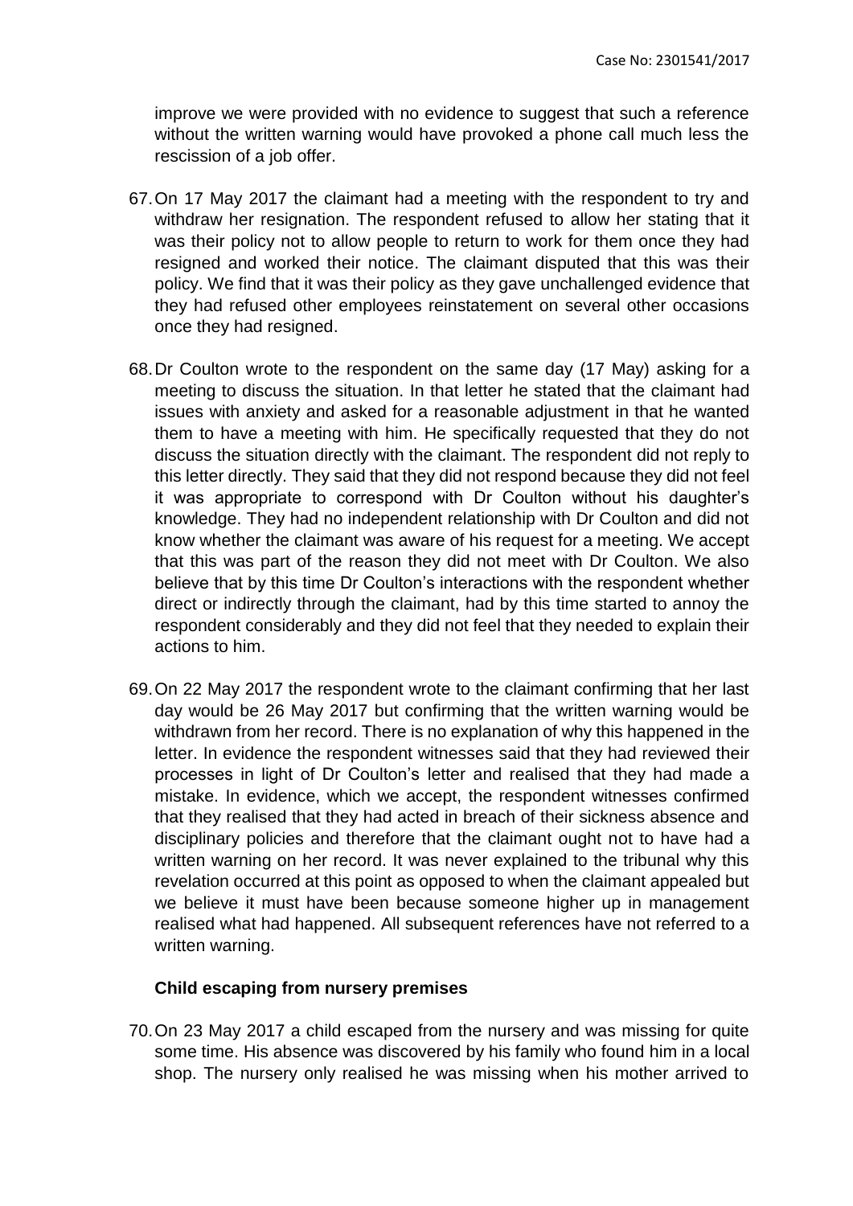improve we were provided with no evidence to suggest that such a reference without the written warning would have provoked a phone call much less the rescission of a job offer.

67. On 17 May 2017 the claimant had a meeting with the respondent to try and withdraw her resignation. The respondent refused to allow her stating that it was their policy not to allow people to return to work for them once they had resigned and worked their notice. The claimant disputed that this was their policy. We find that it was their policy as they gave unchallenged evidence that they had refused other employees reinstatement on several other occasions once they had resigned.

68. Dr Coulton wrote to the respondent on the same day (17 May) asking for a meeting to discuss the situation. In that letter he stated that the claimant had issues with anxiety and asked for a reasonable adjustment in that he wanted them to have a meeting with him. He specifically requested that they do not discuss the situation directly with the claimant. The respondent did not reply to this letter directly. They said that they did not respond because they did not feel it was appropriate to correspond with Dr Coulton without his daughter's knowledge. They had no independent relationship with Dr Coulton and did not know whether the claimant was aware of his request for a meeting. We accept that this was part of the reason they did not meet with Dr Coulton. We also believe that by this time Dr Coulton's interactions with the respondent whether direct or indirectly through the claimant, had by this time started to annoy the respondent considerably and they did not feel that they needed to explain their actions to him.

69. On 22 May 2017 the respondent wrote to the claimant confirming that her last day would be 26 May 2017 but confirming that the written warning would be withdrawn from her record. There is no explanation of why this happened in the letter. In evidence the respondent witnesses said that they had reviewed their processes in light of Dr Coulton's letter and realised that they had made a mistake. In evidence, which we accept, the respondent witnesses confirmed that they realised that they had acted in breach of their sickness absence and disciplinary policies and therefore that the claimant ought not to have had a written warning on her record. It was never explained to the tribunal why this revelation occurred at this point as opposed to when the claimant appealed but we believe it must have been because someone higher up in management realised what had happened. All subsequent references have not referred to a written warning.

**Child escaping from nursery premises**

70. On 23 May 2017 a child escaped from the nursery and was missing for quite some time. His absence was discovered by his family who found him in a local shop. The nursery only realised he was missing when his mother arrived to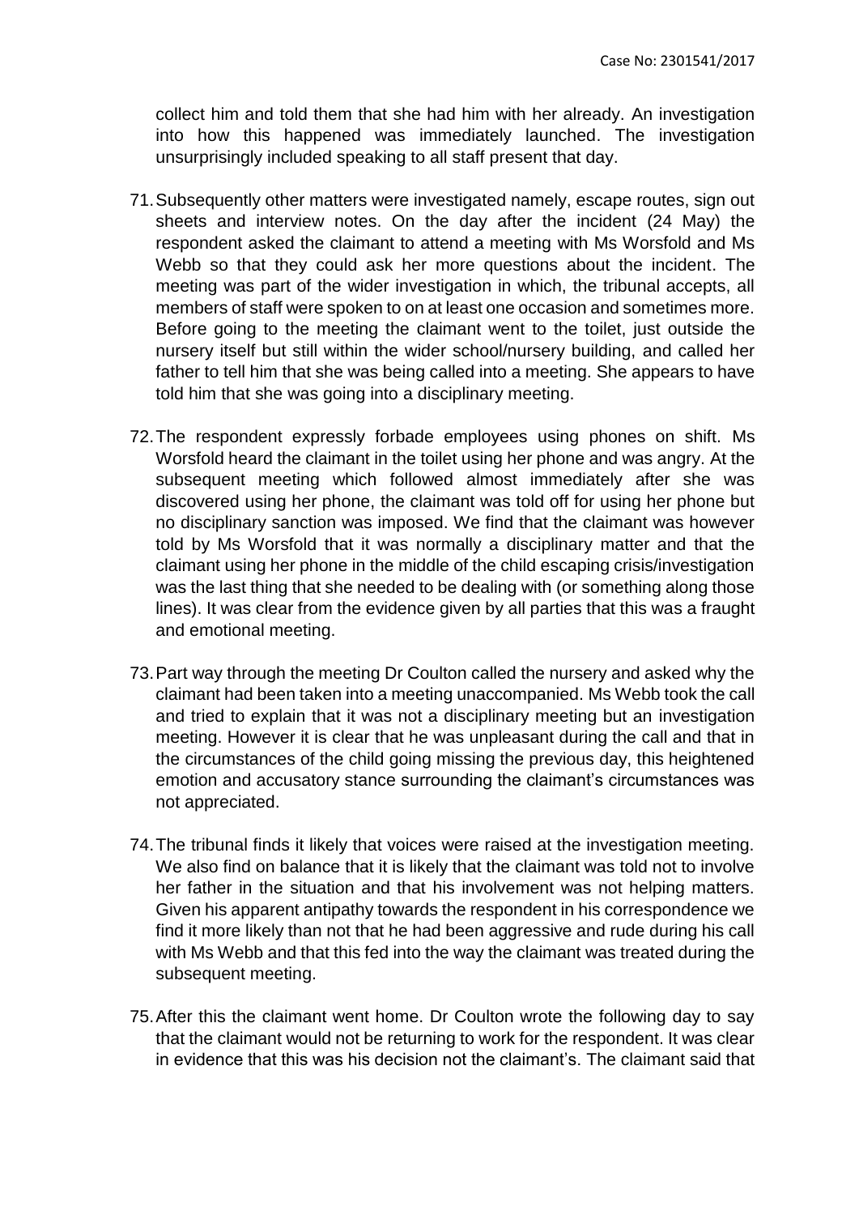collect him and told them that she had him with her already. An investigation into how this happened was immediately launched. The investigation unsurprisingly included speaking to all staff present that day.

71. Subsequently other matters were investigated namely, escape routes, sign out sheets and interview notes. On the day after the incident (24 May) the respondent asked the claimant to attend a meeting with Ms Worsfold and Ms Webb so that they could ask her more questions about the incident. The meeting was part of the wider investigation in which, the tribunal accepts, all members of staff were spoken to on at least one occasion and sometimes more. Before going to the meeting the claimant went to the toilet, just outside the nursery itself but still within the wider school/nursery building, and called her father to tell him that she was being called into a meeting. She appears to have told him that she was going into a disciplinary meeting.

72. The respondent expressly forbade employees using phones on shift. Ms Worsfold heard the claimant in the toilet using her phone and was angry. At the subsequent meeting which followed almost immediately after she was discovered using her phone, the claimant was told off for using her phone but no disciplinary sanction was imposed. We find that the claimant was however told by Ms Worsfold that it was normally a disciplinary matter and that the claimant using her phone in the middle of the child escaping crisis/investigation was the last thing that she needed to be dealing with (or something along those lines). It was clear from the evidence given by all parties that this was a fraught and emotional meeting.

73. Part way through the meeting Dr Coulton called the nursery and asked why the claimant had been taken into a meeting unaccompanied. Ms Webb took the call and tried to explain that it was not a disciplinary meeting but an investigation meeting. However it is clear that he was unpleasant during the call and that in the circumstances of the child going missing the previous day, this heightened emotion and accusatory stance surrounding the claimant's circumstances was not appreciated.

74. The tribunal finds it likely that voices were raised at the investigation meeting. We also find on balance that it is likely that the claimant was told not to involve her father in the situation and that his involvement was not helping matters. Given his apparent antipathy towards the respondent in his correspondence we find it more likely than not that he had been aggressive and rude during his call with Ms Webb and that this fed into the way the claimant was treated during the subsequent meeting.

75. After this the claimant went home. Dr Coulton wrote the following day to say that the claimant would not be returning to work for the respondent. It was clear in evidence that this was his decision not the claimant's. The claimant said that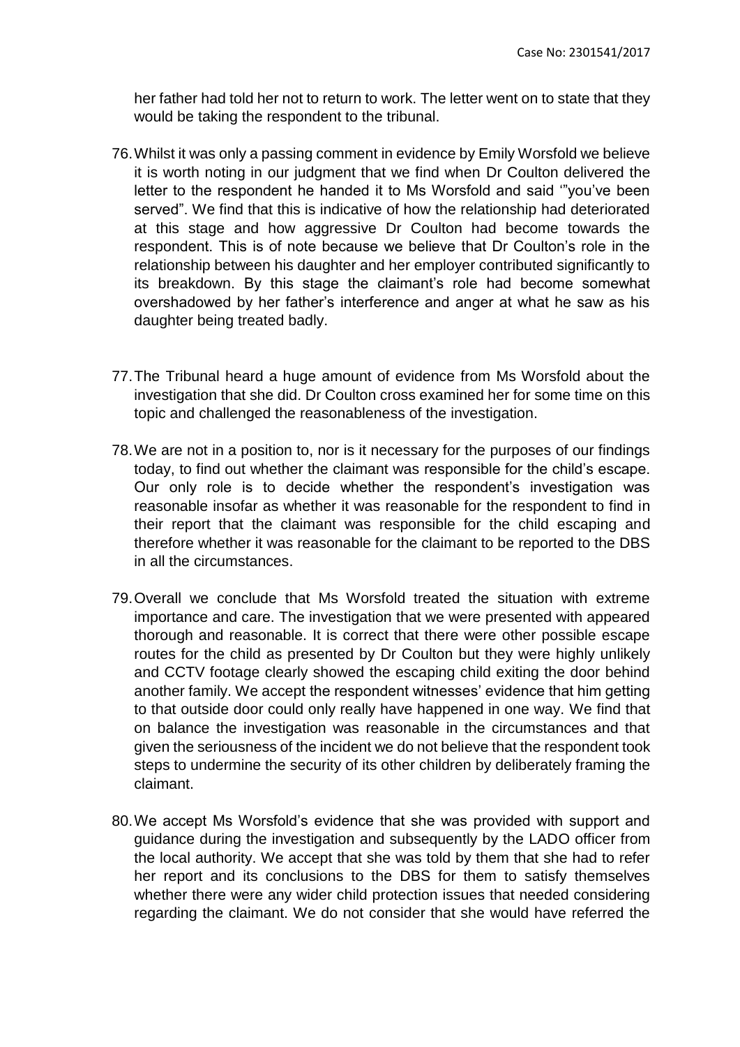her father had told her not to return to work. The letter went on to state that they would be taking the respondent to the tribunal.

76. Whilst it was only a passing comment in evidence by Emily Worsfold we believe it is worth noting in our judgment that we find when Dr Coulton delivered the letter to the respondent he handed it to Ms Worsfold and said '"you've been served". We find that this is indicative of how the relationship had deteriorated at this stage and how aggressive Dr Coulton had become towards the respondent. This is of note because we believe that Dr Coulton's role in the relationship between his daughter and her employer contributed significantly to its breakdown. By this stage the claimant's role had become somewhat overshadowed by her father's interference and anger at what he saw as his daughter being treated badly.

77. The Tribunal heard a huge amount of evidence from Ms Worsfold about the investigation that she did. Dr Coulton cross examined her for some time on this topic and challenged the reasonableness of the investigation.

78. We are not in a position to, nor is it necessary for the purposes of our findings today, to find out whether the claimant was responsible for the child's escape. Our only role is to decide whether the respondent's investigation was reasonable insofar as whether it was reasonable for the respondent to find in their report that the claimant was responsible for the child escaping and therefore whether it was reasonable for the claimant to be reported to the DBS in all the circumstances.

79. Overall we conclude that Ms Worsfold treated the situation with extreme importance and care. The investigation that we were presented with appeared thorough and reasonable. It is correct that there were other possible escape routes for the child as presented by Dr Coulton but they were highly unlikely and CCTV footage clearly showed the escaping child exiting the door behind another family. We accept the respondent witnesses' evidence that him getting to that outside door could only really have happened in one way. We find that on balance the investigation was reasonable in the circumstances and that given the seriousness of the incident we do not believe that the respondent took steps to undermine the security of its other children by deliberately framing the claimant.

80. We accept Ms Worsfold's evidence that she was provided with support and guidance during the investigation and subsequently by the LADO officer from the local authority. We accept that she was told by them that she had to refer her report and its conclusions to the DBS for them to satisfy themselves whether there were any wider child protection issues that needed considering regarding the claimant. We do not consider that she would have referred the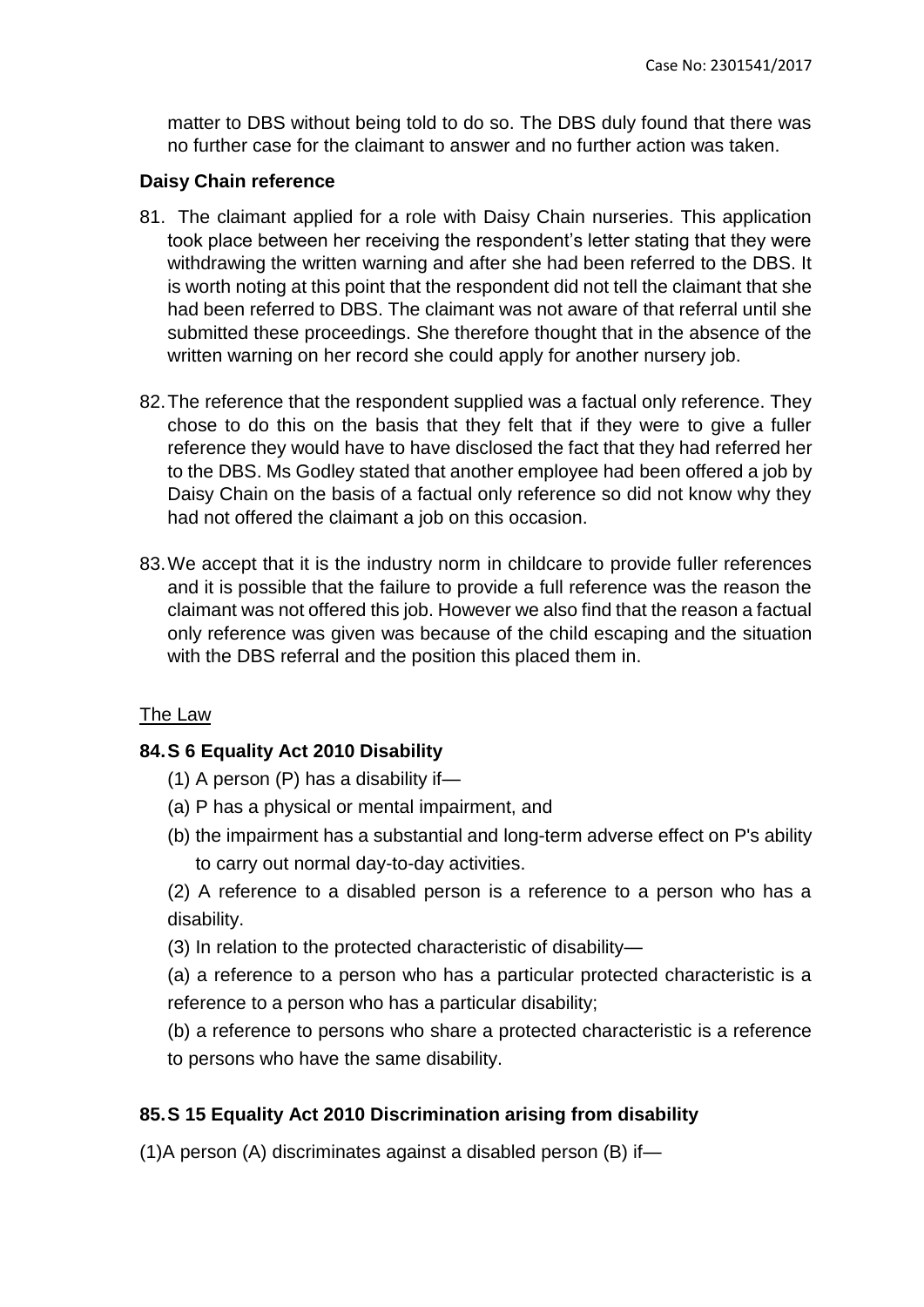matter to DBS without being told to do so. The DBS duly found that there was no further case for the claimant to answer and no further action was taken.

**Daisy Chain reference**

81. The claimant applied for a role with Daisy Chain nurseries. This application took place between her receiving the respondent's letter stating that they were withdrawing the written warning and after she had been referred to the DBS. It is worth noting at this point that the respondent did not tell the claimant that she had been referred to DBS. The claimant was not aware of that referral until she submitted these proceedings. She therefore thought that in the absence of the written warning on her record she could apply for another nursery job.

82. The reference that the respondent supplied was a factual only reference. They chose to do this on the basis that they felt that if they were to give a fuller reference they would have to have disclosed the fact that they had referred her to the DBS. Ms Godley stated that another employee had been offered a job by Daisy Chain on the basis of a factual only reference so did not know why they had not offered the claimant a job on this occasion.

83. We accept that it is the industry norm in childcare to provide fuller references and it is possible that the failure to provide a full reference was the reason the claimant was not offered this job. However we also find that the reason a factual only reference was given was because of the child escaping and the situation with the DBS referral and the position this placed them in.

## The Law

**84. S 6 Equality Act 2010 Disability**

(1) A person (P) has a disability if—

(a) P has a physical or mental impairment, and

(b) the impairment has a substantial and long-term adverse effect on P's ability to carry out normal day-to-day activities.

(2) A reference to a disabled person is a reference to a person who has a disability.

(3) In relation to the protected characteristic of disability—

(a) a reference to a person who has a particular protected characteristic is a reference to a person who has a particular disability;

(b) a reference to persons who share a protected characteristic is a reference to persons who have the same disability.

**85. S 15 Equality Act 2010 Discrimination arising from disability**

(1)A person (A) discriminates against a disabled person (B) if—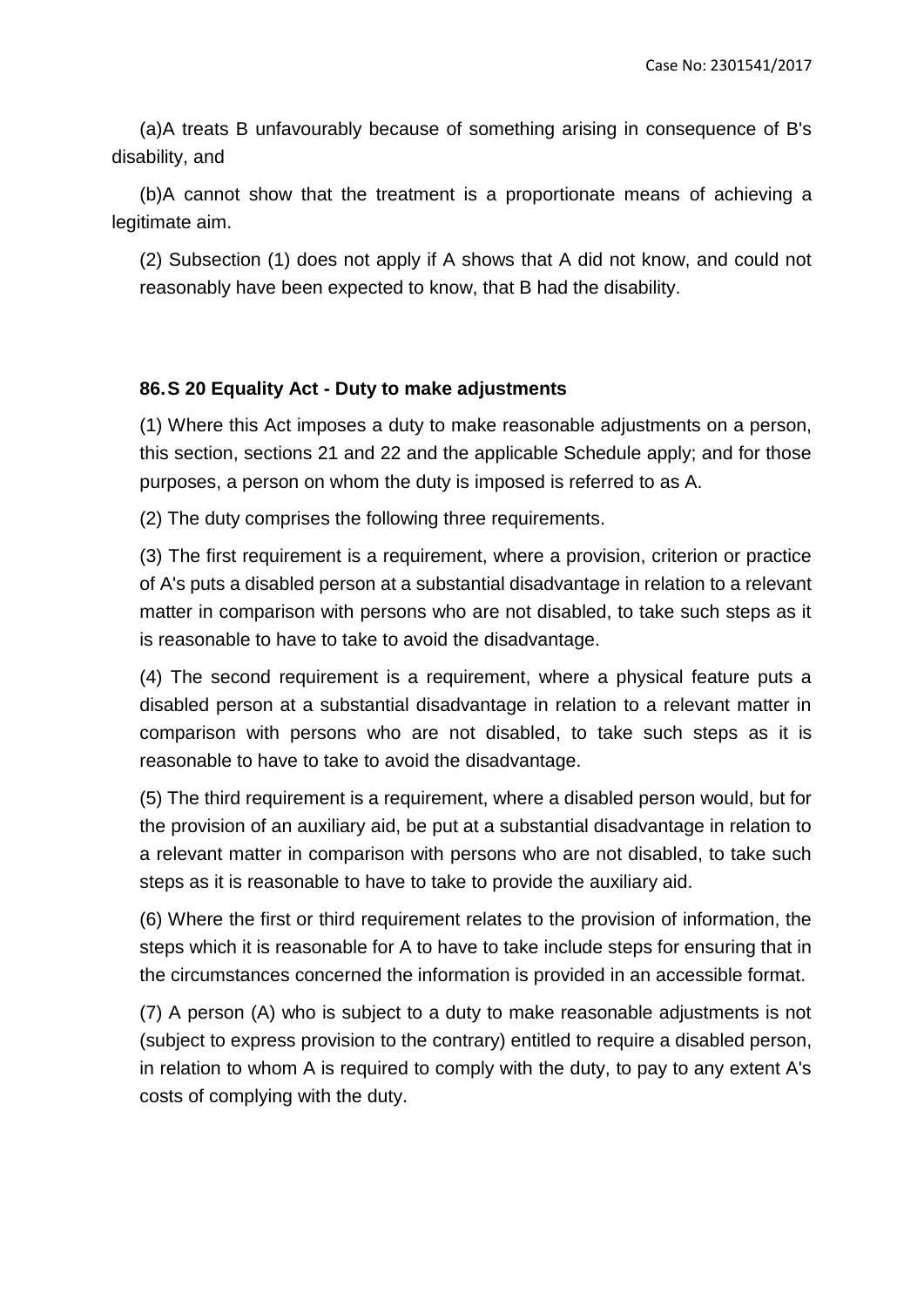(a)A treats B unfavourably because of something arising in consequence of B's disability, and

(b)A cannot show that the treatment is a proportionate means of achieving a legitimate aim.

(2) Subsection (1) does not apply if A shows that A did not know, and could not reasonably have been expected to know, that B had the disability.

**86. S 20 Equality Act - Duty to make adjustments**

(1) Where this Act imposes a duty to make reasonable adjustments on a person, this section, sections 21 and 22 and the applicable Schedule apply; and for those purposes, a person on whom the duty is imposed is referred to as A.

(2) The duty comprises the following three requirements.

(3) The first requirement is a requirement, where a provision, criterion or practice of A's puts a disabled person at a substantial disadvantage in relation to a relevant matter in comparison with persons who are not disabled, to take such steps as it is reasonable to have to take to avoid the disadvantage.

(4) The second requirement is a requirement, where a physical feature puts a disabled person at a substantial disadvantage in relation to a relevant matter in comparison with persons who are not disabled, to take such steps as it is reasonable to have to take to avoid the disadvantage.

(5) The third requirement is a requirement, where a disabled person would, but for the provision of an auxiliary aid, be put at a substantial disadvantage in relation to a relevant matter in comparison with persons who are not disabled, to take such steps as it is reasonable to have to take to provide the auxiliary aid.

(6) Where the first or third requirement relates to the provision of information, the steps which it is reasonable for A to have to take include steps for ensuring that in the circumstances concerned the information is provided in an accessible format.

(7) A person (A) who is subject to a duty to make reasonable adjustments is not (subject to express provision to the contrary) entitled to require a disabled person, in relation to whom A is required to comply with the duty, to pay to any extent A's costs of complying with the duty.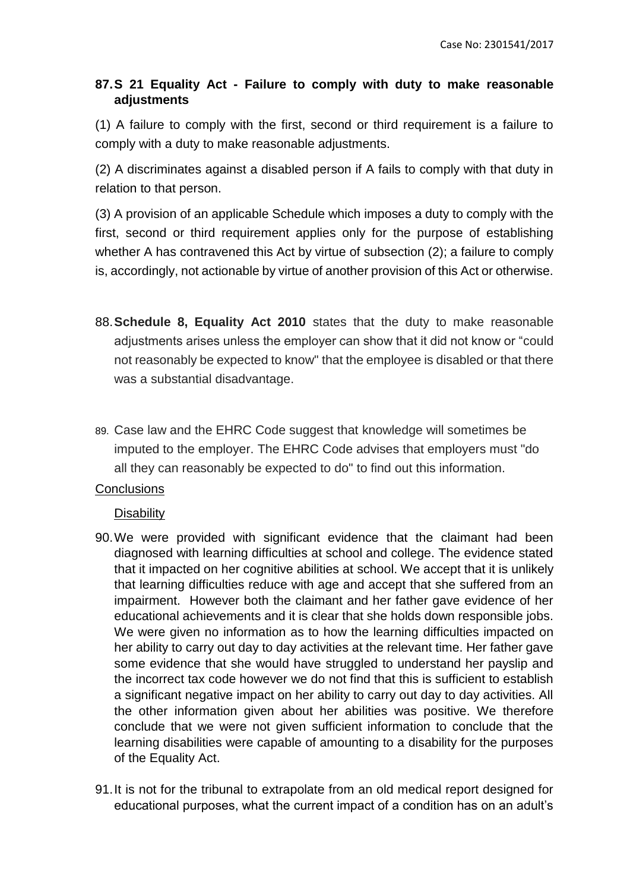**87. S 21 Equality Act - Failure to comply with duty to make reasonable adjustments**

(1) A failure to comply with the first, second or third requirement is a failure to comply with a duty to make reasonable adjustments.

(2) A discriminates against a disabled person if A fails to comply with that duty in relation to that person.

(3) A provision of an applicable Schedule which imposes a duty to comply with the first, second or third requirement applies only for the purpose of establishing whether A has contravened this Act by virtue of subsection (2); a failure to comply is, accordingly, not actionable by virtue of another provision of this Act or otherwise.

88. **Schedule 8, Equality Act 2010** states that the duty to make reasonable adjustments arises unless the employer can show that it did not know or "could not reasonably be expected to know" that the employee is disabled or that there was a substantial disadvantage.

89. Case law and the EHRC Code suggest that knowledge will sometimes be imputed to the employer. The EHRC Code advises that employers must "do all they can reasonably be expected to do" to find out this information.

Conclusions

Disability

90. We were provided with significant evidence that the claimant had been diagnosed with learning difficulties at school and college. The evidence stated that it impacted on her cognitive abilities at school. We accept that it is unlikely that learning difficulties reduce with age and accept that she suffered from an impairment. However both the claimant and her father gave evidence of her educational achievements and it is clear that she holds down responsible jobs. We were given no information as to how the learning difficulties impacted on her ability to carry out day to day activities at the relevant time. Her father gave some evidence that she would have struggled to understand her payslip and the incorrect tax code however we do not find that this is sufficient to establish a significant negative impact on her ability to carry out day to day activities. All the other information given about her abilities was positive. We therefore conclude that we were not given sufficient information to conclude that the learning disabilities were capable of amounting to a disability for the purposes of the Equality Act.

91. It is not for the tribunal to extrapolate from an old medical report designed for educational purposes, what the current impact of a condition has on an adult's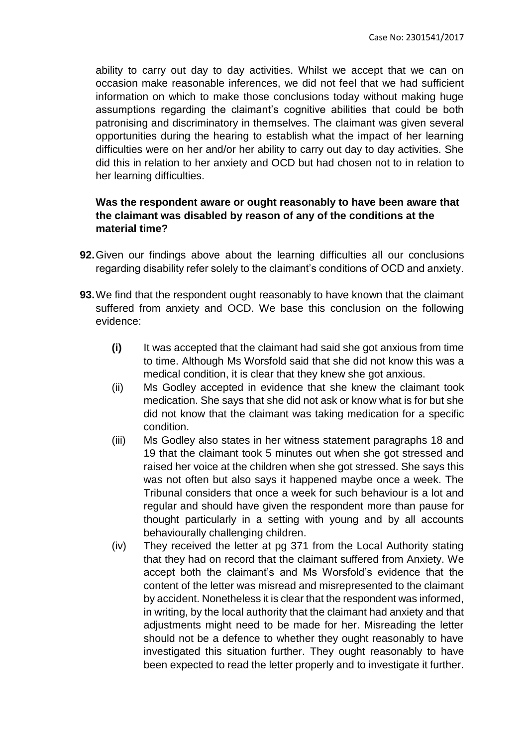ability to carry out day to day activities. Whilst we accept that we can on occasion make reasonable inferences, we did not feel that we had sufficient information on which to make those conclusions today without making huge assumptions regarding the claimant's cognitive abilities that could be both patronising and discriminatory in themselves. The claimant was given several opportunities during the hearing to establish what the impact of her learning difficulties were on her and/or her ability to carry out day to day activities. She did this in relation to her anxiety and OCD but had chosen not to in relation to her learning difficulties.

**Was the respondent aware or ought reasonably to have been aware that the claimant was disabled by reason of any of the conditions at the material time?**

**92.** Given our findings above about the learning difficulties all our conclusions regarding disability refer solely to the claimant's conditions of OCD and anxiety.

**93.** We find that the respondent ought reasonably to have known that the claimant suffered from anxiety and OCD. We base this conclusion on the following evidence:

- **(i)** It was accepted that the claimant had said she got anxious from time to time. Although Ms Worsfold said that she did not know this was a medical condition, it is clear that they knew she got anxious.
- (ii) Ms Godley accepted in evidence that she knew the claimant took medication. She says that she did not ask or know what is for but she did not know that the claimant was taking medication for a specific condition.
- (iii) Ms Godley also states in her witness statement paragraphs 18 and 19 that the claimant took 5 minutes out when she got stressed and raised her voice at the children when she got stressed. She says this was not often but also says it happened maybe once a week. The Tribunal considers that once a week for such behaviour is a lot and regular and should have given the respondent more than pause for thought particularly in a setting with young and by all accounts behaviourally challenging children.
- (iv) They received the letter at pg 371 from the Local Authority stating that they had on record that the claimant suffered from Anxiety. We accept both the claimant's and Ms Worsfold's evidence that the content of the letter was misread and misrepresented to the claimant by accident. Nonetheless it is clear that the respondent was informed, in writing, by the local authority that the claimant had anxiety and that adjustments might need to be made for her. Misreading the letter should not be a defence to whether they ought reasonably to have investigated this situation further. They ought reasonably to have been expected to read the letter properly and to investigate it further.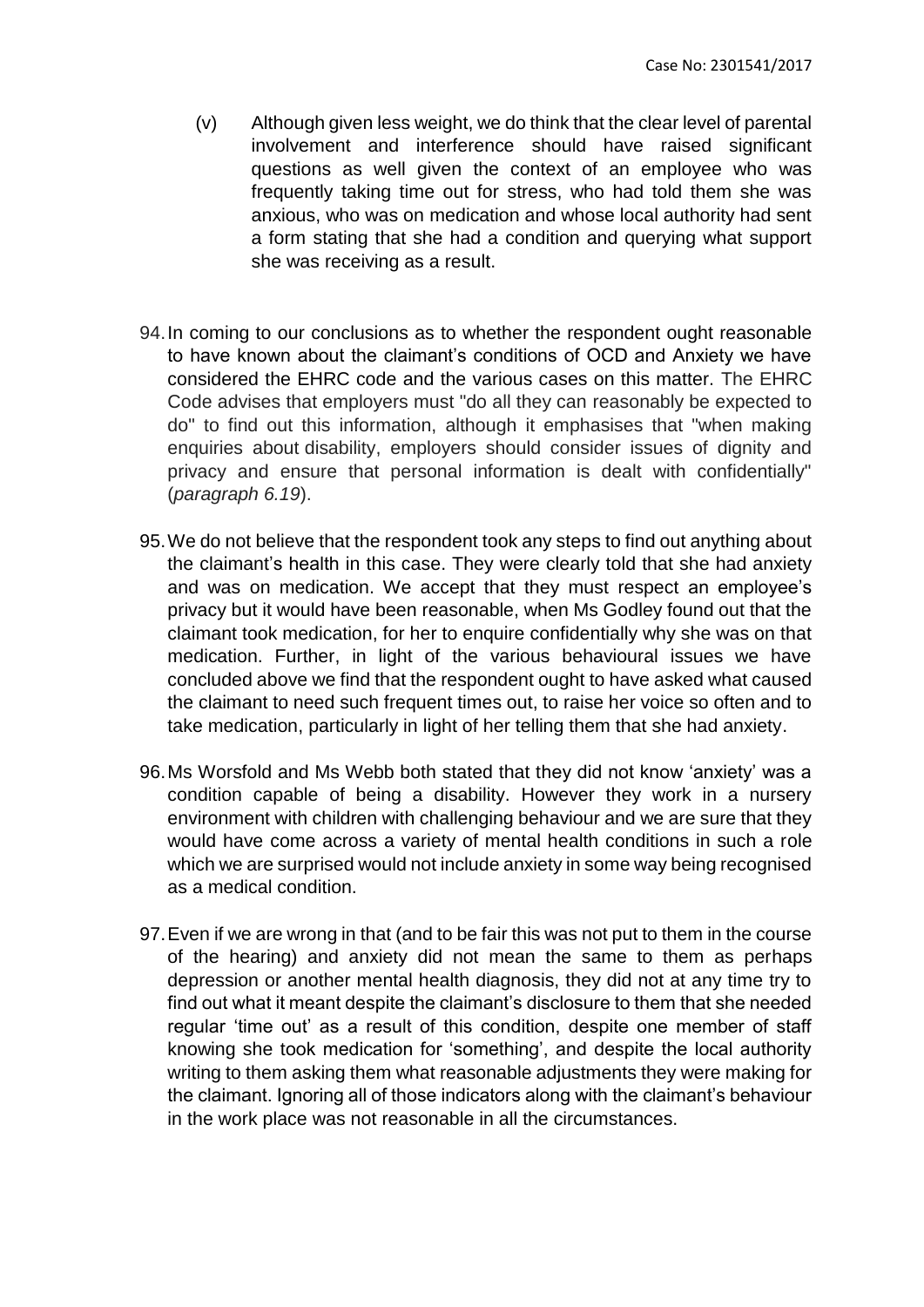(v) Although given less weight, we do think that the clear level of parental involvement and interference should have raised significant questions as well given the context of an employee who was frequently taking time out for stress, who had told them she was anxious, who was on medication and whose local authority had sent a form stating that she had a condition and querying what support she was receiving as a result.

94. In coming to our conclusions as to whether the respondent ought reasonable to have known about the claimant's conditions of OCD and Anxiety we have considered the EHRC code and the various cases on this matter. The EHRC Code advises that employers must "do all they can reasonably be expected to do" to find out this information, although it emphasises that "when making enquiries about disability, employers should consider issues of dignity and privacy and ensure that personal information is dealt with confidentially" (*paragraph 6.19*).

95. We do not believe that the respondent took any steps to find out anything about the claimant's health in this case. They were clearly told that she had anxiety and was on medication. We accept that they must respect an employee's privacy but it would have been reasonable, when Ms Godley found out that the claimant took medication, for her to enquire confidentially why she was on that medication. Further, in light of the various behavioural issues we have concluded above we find that the respondent ought to have asked what caused the claimant to need such frequent times out, to raise her voice so often and to take medication, particularly in light of her telling them that she had anxiety.

96. Ms Worsfold and Ms Webb both stated that they did not know 'anxiety' was a condition capable of being a disability. However they work in a nursery environment with children with challenging behaviour and we are sure that they would have come across a variety of mental health conditions in such a role which we are surprised would not include anxiety in some way being recognised as a medical condition.

97. Even if we are wrong in that (and to be fair this was not put to them in the course of the hearing) and anxiety did not mean the same to them as perhaps depression or another mental health diagnosis, they did not at any time try to find out what it meant despite the claimant's disclosure to them that she needed regular 'time out' as a result of this condition, despite one member of staff knowing she took medication for 'something', and despite the local authority writing to them asking them what reasonable adjustments they were making for the claimant. Ignoring all of those indicators along with the claimant's behaviour in the work place was not reasonable in all the circumstances.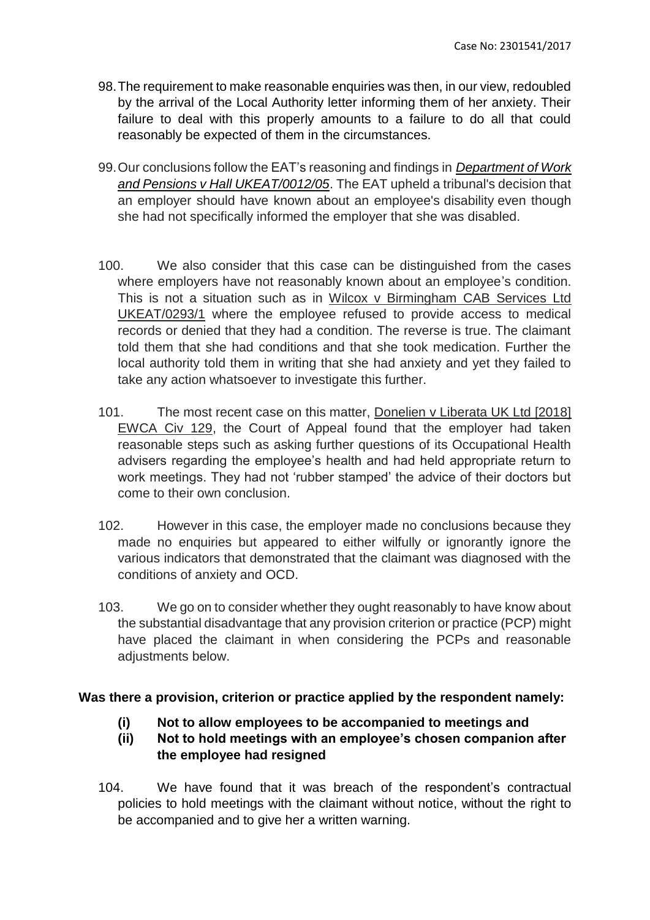98. The requirement to make reasonable enquiries was then, in our view, redoubled by the arrival of the Local Authority letter informing them of her anxiety. Their failure to deal with this properly amounts to a failure to do all that could reasonably be expected of them in the circumstances.

99. Our conclusions follow the EAT's reasoning and findings in ***Department of Work and Pensions v Hall UKEAT/0012/05***. The EAT upheld a tribunal's decision that an employer should have known about an employee's disability even though she had not specifically informed the employer that she was disabled.

100. We also consider that this case can be distinguished from the cases where employers have not reasonably known about an employee's condition. This is not a situation such as in Wilcox v Birmingham CAB Services Ltd UKEAT/0293/1 where the employee refused to provide access to medical records or denied that they had a condition. The reverse is true. The claimant told them that she had conditions and that she took medication. Further the local authority told them in writing that she had anxiety and yet they failed to take any action whatsoever to investigate this further.

101. The most recent case on this matter, Donelien v Liberata UK Ltd [2018] EWCA Civ 129, the Court of Appeal found that the employer had taken reasonable steps such as asking further questions of its Occupational Health advisers regarding the employee's health and had held appropriate return to work meetings. They had not 'rubber stamped' the advice of their doctors but come to their own conclusion.

102. However in this case, the employer made no conclusions because they made no enquiries but appeared to either wilfully or ignorantly ignore the various indicators that demonstrated that the claimant was diagnosed with the conditions of anxiety and OCD.

103. We go on to consider whether they ought reasonably to have know about the substantial disadvantage that any provision criterion or practice (PCP) might have placed the claimant in when considering the PCPs and reasonable adjustments below.

**Was there a provision, criterion or practice applied by the respondent namely:**

**(i) Not to allow employees to be accompanied to meetings and**

**(ii) Not to hold meetings with an employee's chosen companion after the employee had resigned**

104. We have found that it was breach of the respondent's contractual policies to hold meetings with the claimant without notice, without the right to be accompanied and to give her a written warning.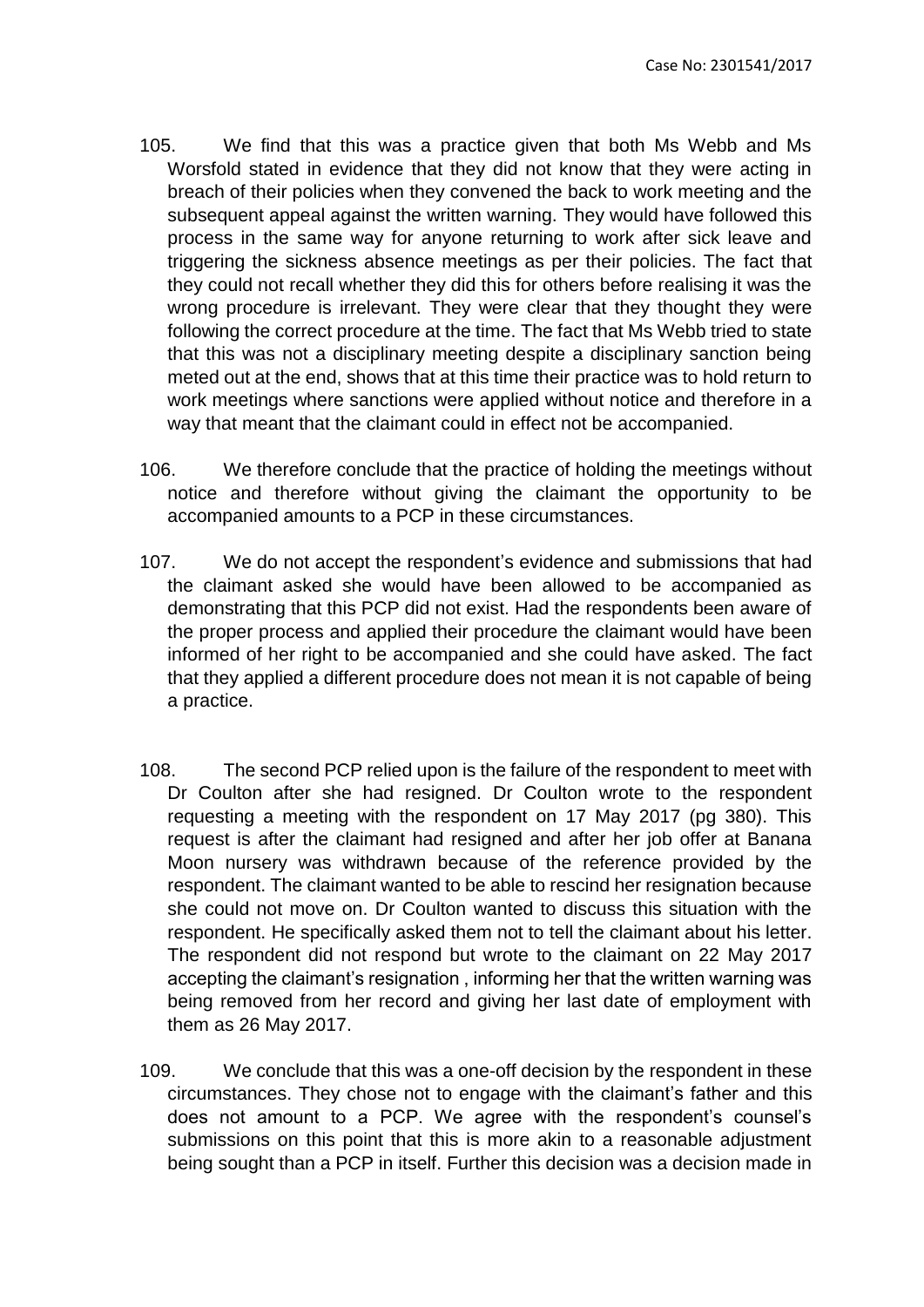105. We find that this was a practice given that both Ms Webb and Ms Worsfold stated in evidence that they did not know that they were acting in breach of their policies when they convened the back to work meeting and the subsequent appeal against the written warning. They would have followed this process in the same way for anyone returning to work after sick leave and triggering the sickness absence meetings as per their policies. The fact that they could not recall whether they did this for others before realising it was the wrong procedure is irrelevant. They were clear that they thought they were following the correct procedure at the time. The fact that Ms Webb tried to state that this was not a disciplinary meeting despite a disciplinary sanction being meted out at the end, shows that at this time their practice was to hold return to work meetings where sanctions were applied without notice and therefore in a way that meant that the claimant could in effect not be accompanied.

106. We therefore conclude that the practice of holding the meetings without notice and therefore without giving the claimant the opportunity to be accompanied amounts to a PCP in these circumstances.

107. We do not accept the respondent's evidence and submissions that had the claimant asked she would have been allowed to be accompanied as demonstrating that this PCP did not exist. Had the respondents been aware of the proper process and applied their procedure the claimant would have been informed of her right to be accompanied and she could have asked. The fact that they applied a different procedure does not mean it is not capable of being a practice.

108. The second PCP relied upon is the failure of the respondent to meet with Dr Coulton after she had resigned. Dr Coulton wrote to the respondent requesting a meeting with the respondent on 17 May 2017 (pg 380). This request is after the claimant had resigned and after her job offer at Banana Moon nursery was withdrawn because of the reference provided by the respondent. The claimant wanted to be able to rescind her resignation because she could not move on. Dr Coulton wanted to discuss this situation with the respondent. He specifically asked them not to tell the claimant about his letter. The respondent did not respond but wrote to the claimant on 22 May 2017 accepting the claimant's resignation , informing her that the written warning was being removed from her record and giving her last date of employment with them as 26 May 2017.

109. We conclude that this was a one-off decision by the respondent in these circumstances. They chose not to engage with the claimant's father and this does not amount to a PCP. We agree with the respondent's counsel's submissions on this point that this is more akin to a reasonable adjustment being sought than a PCP in itself. Further this decision was a decision made in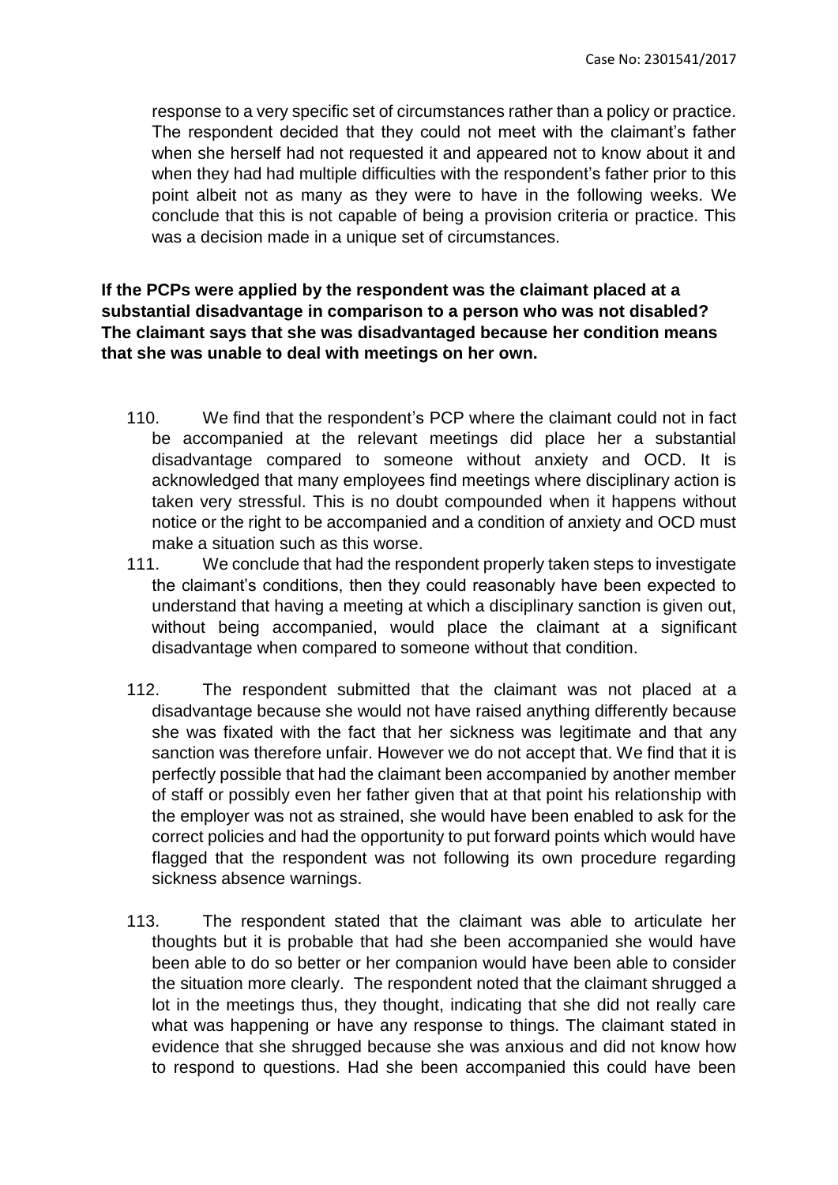response to a very specific set of circumstances rather than a policy or practice. The respondent decided that they could not meet with the claimant's father when she herself had not requested it and appeared not to know about it and when they had had multiple difficulties with the respondent's father prior to this point albeit not as many as they were to have in the following weeks. We conclude that this is not capable of being a provision criteria or practice. This was a decision made in a unique set of circumstances.

**If the PCPs were applied by the respondent was the claimant placed at a substantial disadvantage in comparison to a person who was not disabled? The claimant says that she was disadvantaged because her condition means that she was unable to deal with meetings on her own.**

110. We find that the respondent's PCP where the claimant could not in fact be accompanied at the relevant meetings did place her a substantial disadvantage compared to someone without anxiety and OCD. It is acknowledged that many employees find meetings where disciplinary action is taken very stressful. This is no doubt compounded when it happens without notice or the right to be accompanied and a condition of anxiety and OCD must make a situation such as this worse.

111. We conclude that had the respondent properly taken steps to investigate the claimant's conditions, then they could reasonably have been expected to understand that having a meeting at which a disciplinary sanction is given out, without being accompanied, would place the claimant at a significant disadvantage when compared to someone without that condition.

112. The respondent submitted that the claimant was not placed at a disadvantage because she would not have raised anything differently because she was fixated with the fact that her sickness was legitimate and that any sanction was therefore unfair. However we do not accept that. We find that it is perfectly possible that had the claimant been accompanied by another member of staff or possibly even her father given that at that point his relationship with the employer was not as strained, she would have been enabled to ask for the correct policies and had the opportunity to put forward points which would have flagged that the respondent was not following its own procedure regarding sickness absence warnings.

113. The respondent stated that the claimant was able to articulate her thoughts but it is probable that had she been accompanied she would have been able to do so better or her companion would have been able to consider the situation more clearly. The respondent noted that the claimant shrugged a lot in the meetings thus, they thought, indicating that she did not really care what was happening or have any response to things. The claimant stated in evidence that she shrugged because she was anxious and did not know how to respond to questions. Had she been accompanied this could have been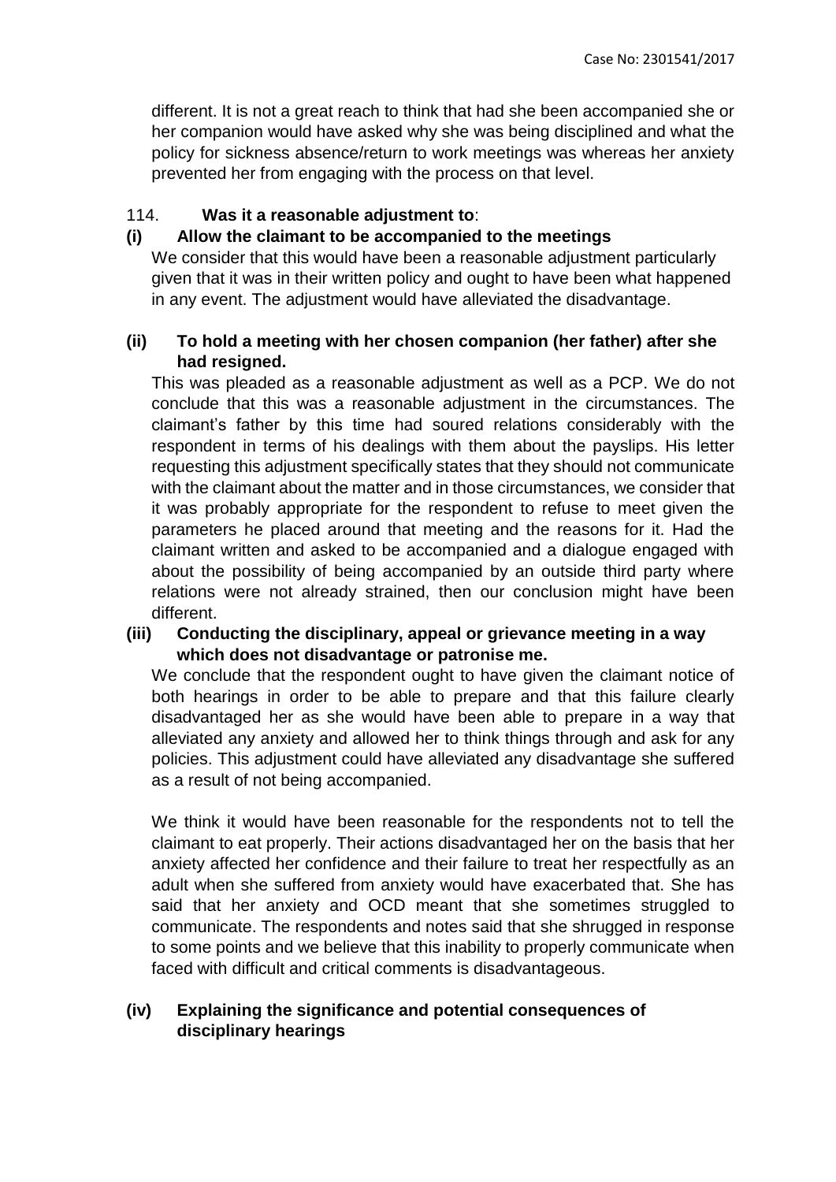different. It is not a great reach to think that had she been accompanied she or her companion would have asked why she was being disciplined and what the policy for sickness absence/return to work meetings was whereas her anxiety prevented her from engaging with the process on that level.

114. **Was it a reasonable adjustment to**:

**(i) Allow the claimant to be accompanied to the meetings**

We consider that this would have been a reasonable adjustment particularly given that it was in their written policy and ought to have been what happened in any event. The adjustment would have alleviated the disadvantage.

**(ii) To hold a meeting with her chosen companion (her father) after she had resigned.**

This was pleaded as a reasonable adjustment as well as a PCP. We do not conclude that this was a reasonable adjustment in the circumstances. The claimant's father by this time had soured relations considerably with the respondent in terms of his dealings with them about the payslips. His letter requesting this adjustment specifically states that they should not communicate with the claimant about the matter and in those circumstances, we consider that it was probably appropriate for the respondent to refuse to meet given the parameters he placed around that meeting and the reasons for it. Had the claimant written and asked to be accompanied and a dialogue engaged with about the possibility of being accompanied by an outside third party where relations were not already strained, then our conclusion might have been different.

**(iii) Conducting the disciplinary, appeal or grievance meeting in a way which does not disadvantage or patronise me.**

We conclude that the respondent ought to have given the claimant notice of both hearings in order to be able to prepare and that this failure clearly disadvantaged her as she would have been able to prepare in a way that alleviated any anxiety and allowed her to think things through and ask for any policies. This adjustment could have alleviated any disadvantage she suffered as a result of not being accompanied.

We think it would have been reasonable for the respondents not to tell the claimant to eat properly. Their actions disadvantaged her on the basis that her anxiety affected her confidence and their failure to treat her respectfully as an adult when she suffered from anxiety would have exacerbated that. She has said that her anxiety and OCD meant that she sometimes struggled to communicate. The respondents and notes said that she shrugged in response to some points and we believe that this inability to properly communicate when faced with difficult and critical comments is disadvantageous.

**(iv) Explaining the significance and potential consequences of disciplinary hearings**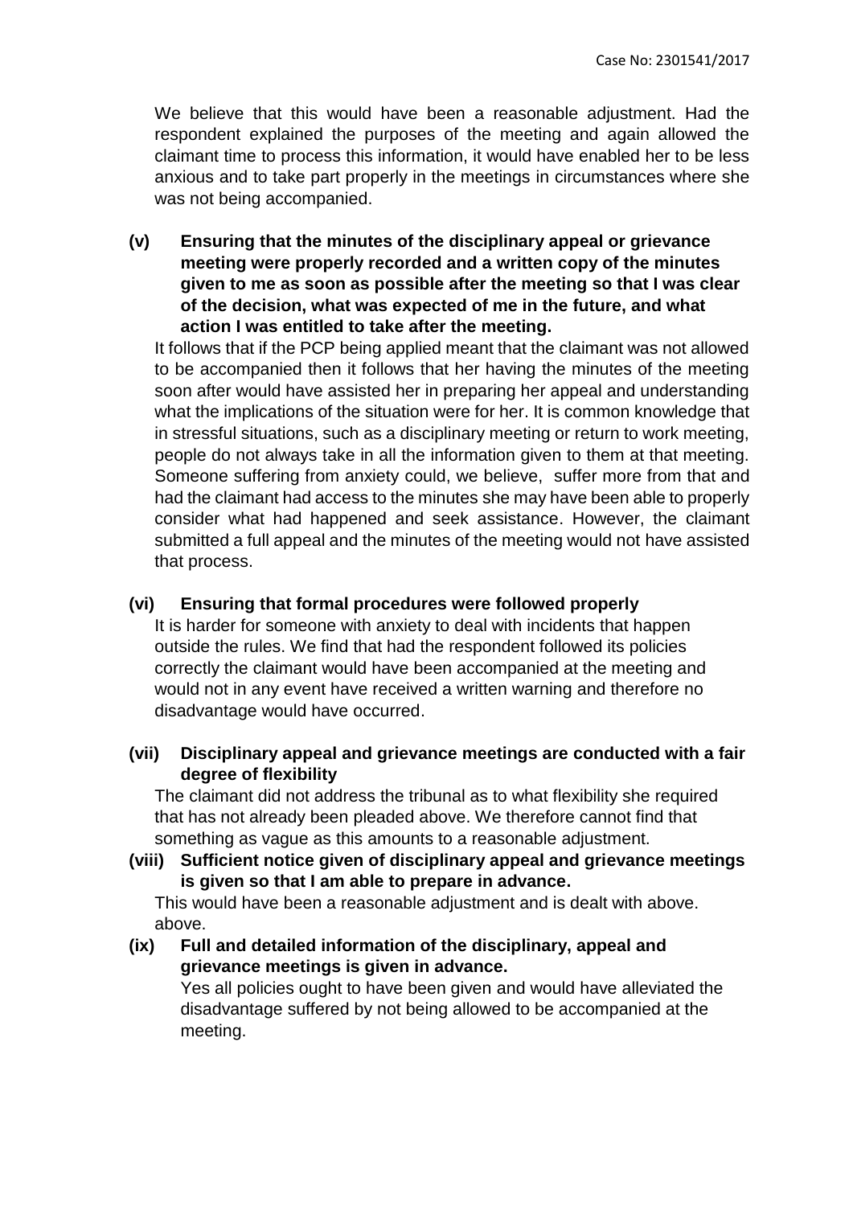We believe that this would have been a reasonable adjustment. Had the respondent explained the purposes of the meeting and again allowed the claimant time to process this information, it would have enabled her to be less anxious and to take part properly in the meetings in circumstances where she was not being accompanied.

**(v) Ensuring that the minutes of the disciplinary appeal or grievance meeting were properly recorded and a written copy of the minutes given to me as soon as possible after the meeting so that I was clear of the decision, what was expected of me in the future, and what action I was entitled to take after the meeting.**

It follows that if the PCP being applied meant that the claimant was not allowed to be accompanied then it follows that her having the minutes of the meeting soon after would have assisted her in preparing her appeal and understanding what the implications of the situation were for her. It is common knowledge that in stressful situations, such as a disciplinary meeting or return to work meeting, people do not always take in all the information given to them at that meeting. Someone suffering from anxiety could, we believe, suffer more from that and had the claimant had access to the minutes she may have been able to properly consider what had happened and seek assistance. However, the claimant submitted a full appeal and the minutes of the meeting would not have assisted that process.

**(vi) Ensuring that formal procedures were followed properly**

It is harder for someone with anxiety to deal with incidents that happen outside the rules. We find that had the respondent followed its policies correctly the claimant would have been accompanied at the meeting and would not in any event have received a written warning and therefore no disadvantage would have occurred.

**(vii) Disciplinary appeal and grievance meetings are conducted with a fair degree of flexibility**

The claimant did not address the tribunal as to what flexibility she required that has not already been pleaded above. We therefore cannot find that something as vague as this amounts to a reasonable adjustment.

**(viii) Sufficient notice given of disciplinary appeal and grievance meetings is given so that I am able to prepare in advance.**

This would have been a reasonable adjustment and is dealt with above. above.

**(ix) Full and detailed information of the disciplinary, appeal and grievance meetings is given in advance.**

Yes all policies ought to have been given and would have alleviated the disadvantage suffered by not being allowed to be accompanied at the meeting.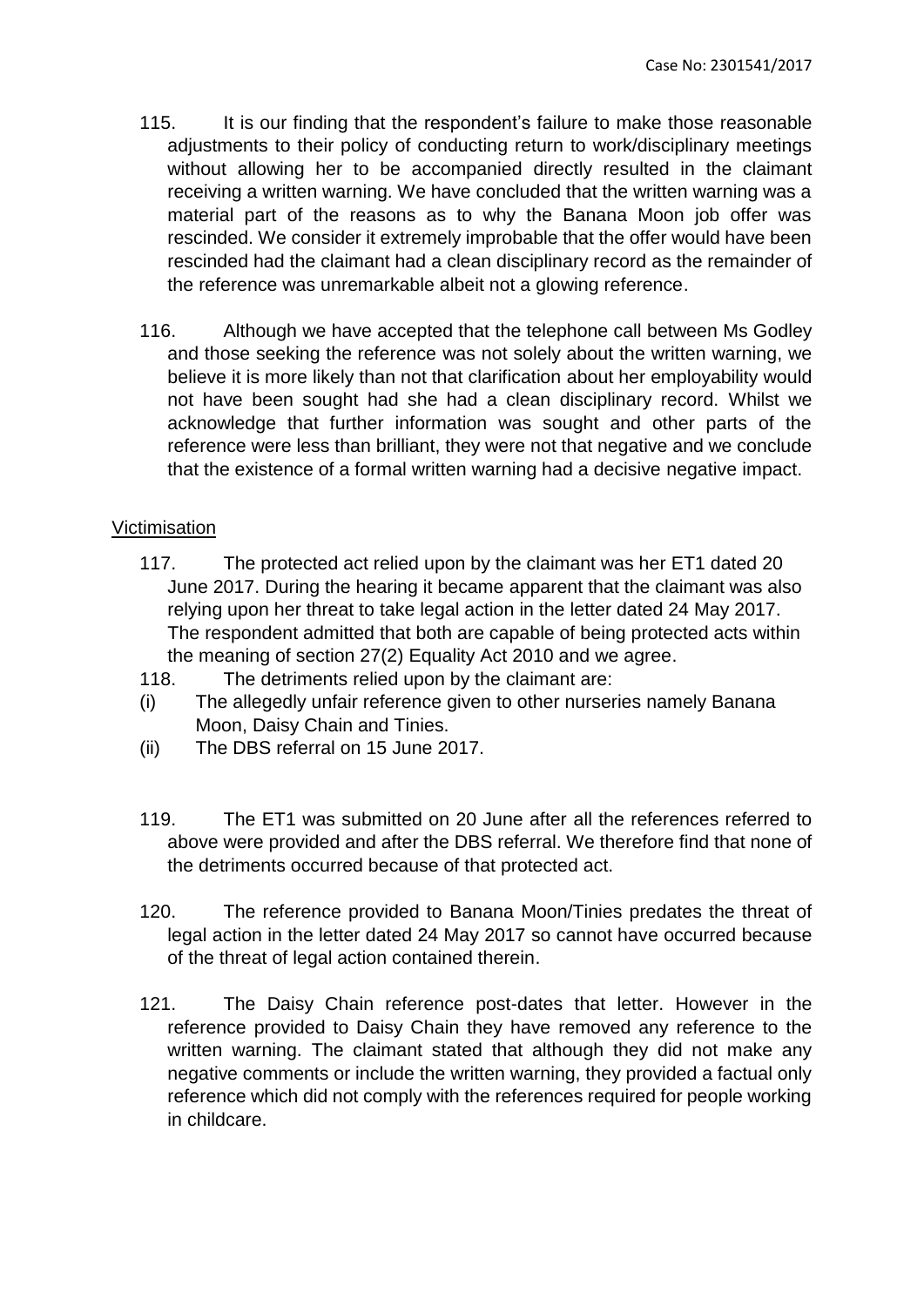115. It is our finding that the respondent's failure to make those reasonable adjustments to their policy of conducting return to work/disciplinary meetings without allowing her to be accompanied directly resulted in the claimant receiving a written warning. We have concluded that the written warning was a material part of the reasons as to why the Banana Moon job offer was rescinded. We consider it extremely improbable that the offer would have been rescinded had the claimant had a clean disciplinary record as the remainder of the reference was unremarkable albeit not a glowing reference.

116. Although we have accepted that the telephone call between Ms Godley and those seeking the reference was not solely about the written warning, we believe it is more likely than not that clarification about her employability would not have been sought had she had a clean disciplinary record. Whilst we acknowledge that further information was sought and other parts of the reference were less than brilliant, they were not that negative and we conclude that the existence of a formal written warning had a decisive negative impact.

<u>Victimisation</u>

117. The protected act relied upon by the claimant was her ET1 dated 20 June 2017. During the hearing it became apparent that the claimant was also relying upon her threat to take legal action in the letter dated 24 May 2017. The respondent admitted that both are capable of being protected acts within the meaning of section 27(2) Equality Act 2010 and we agree.

118. The detriments relied upon by the claimant are:

(i) The allegedly unfair reference given to other nurseries namely Banana Moon, Daisy Chain and Tinies.

(ii) The DBS referral on 15 June 2017.

119. The ET1 was submitted on 20 June after all the references referred to above were provided and after the DBS referral. We therefore find that none of the detriments occurred because of that protected act.

120. The reference provided to Banana Moon/Tinies predates the threat of legal action in the letter dated 24 May 2017 so cannot have occurred because of the threat of legal action contained therein.

121. The Daisy Chain reference post-dates that letter. However in the reference provided to Daisy Chain they have removed any reference to the written warning. The claimant stated that although they did not make any negative comments or include the written warning, they provided a factual only reference which did not comply with the references required for people working in childcare.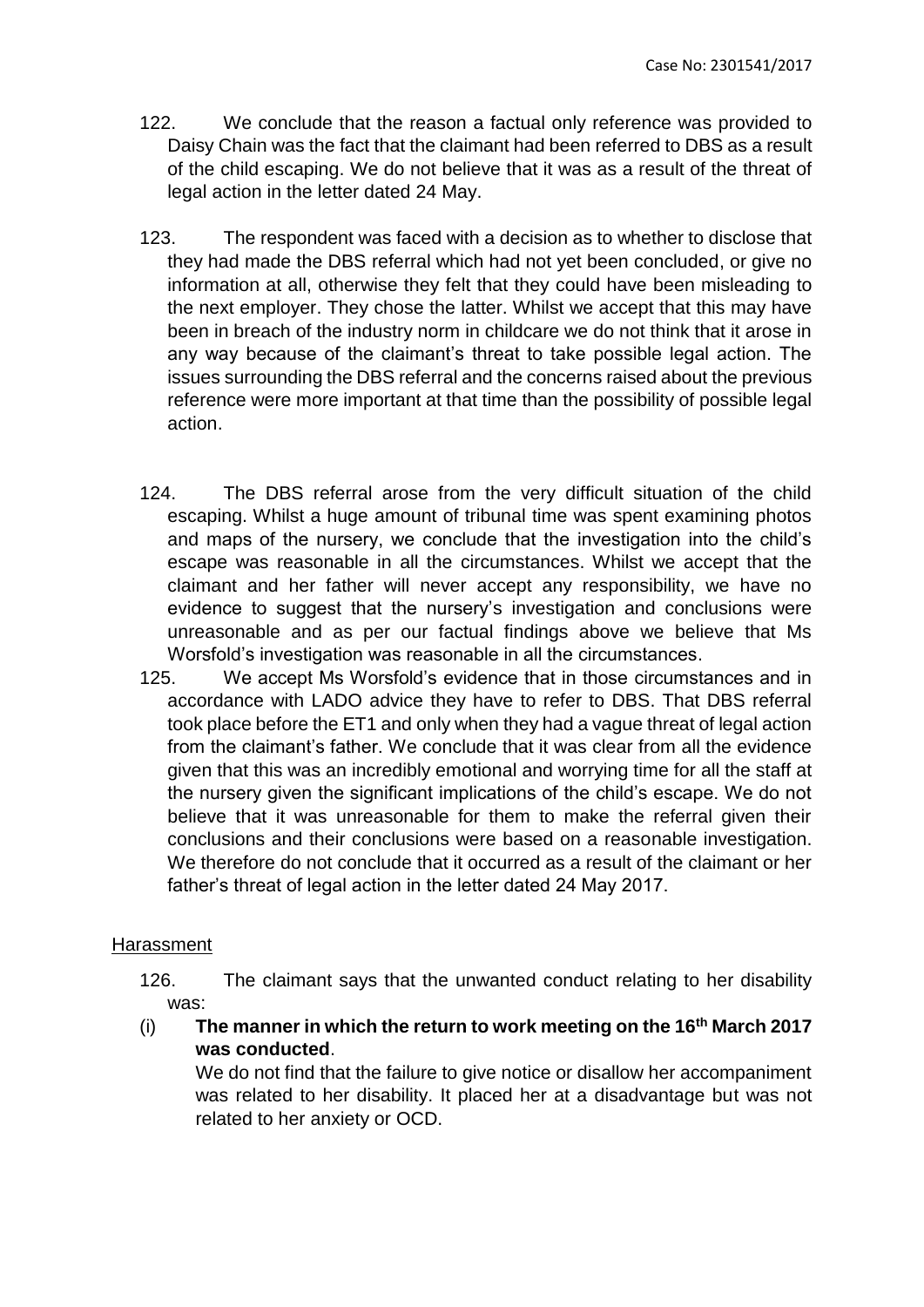122. We conclude that the reason a factual only reference was provided to Daisy Chain was the fact that the claimant had been referred to DBS as a result of the child escaping. We do not believe that it was as a result of the threat of legal action in the letter dated 24 May.

123. The respondent was faced with a decision as to whether to disclose that they had made the DBS referral which had not yet been concluded, or give no information at all, otherwise they felt that they could have been misleading to the next employer. They chose the latter. Whilst we accept that this may have been in breach of the industry norm in childcare we do not think that it arose in any way because of the claimant's threat to take possible legal action. The issues surrounding the DBS referral and the concerns raised about the previous reference were more important at that time than the possibility of possible legal action.

124. The DBS referral arose from the very difficult situation of the child escaping. Whilst a huge amount of tribunal time was spent examining photos and maps of the nursery, we conclude that the investigation into the child's escape was reasonable in all the circumstances. Whilst we accept that the claimant and her father will never accept any responsibility, we have no evidence to suggest that the nursery's investigation and conclusions were unreasonable and as per our factual findings above we believe that Ms Worsfold's investigation was reasonable in all the circumstances.

125. We accept Ms Worsfold's evidence that in those circumstances and in accordance with LADO advice they have to refer to DBS. That DBS referral took place before the ET1 and only when they had a vague threat of legal action from the claimant's father. We conclude that it was clear from all the evidence given that this was an incredibly emotional and worrying time for all the staff at the nursery given the significant implications of the child's escape. We do not believe that it was unreasonable for them to make the referral given their conclusions and their conclusions were based on a reasonable investigation. We therefore do not conclude that it occurred as a result of the claimant or her father's threat of legal action in the letter dated 24 May 2017.

<u>Harassment</u>

126. The claimant says that the unwanted conduct relating to her disability was:

(i) **The manner in which the return to work meeting on the 16th March 2017 was conducted**.

We do not find that the failure to give notice or disallow her accompaniment was related to her disability. It placed her at a disadvantage but was not related to her anxiety or OCD.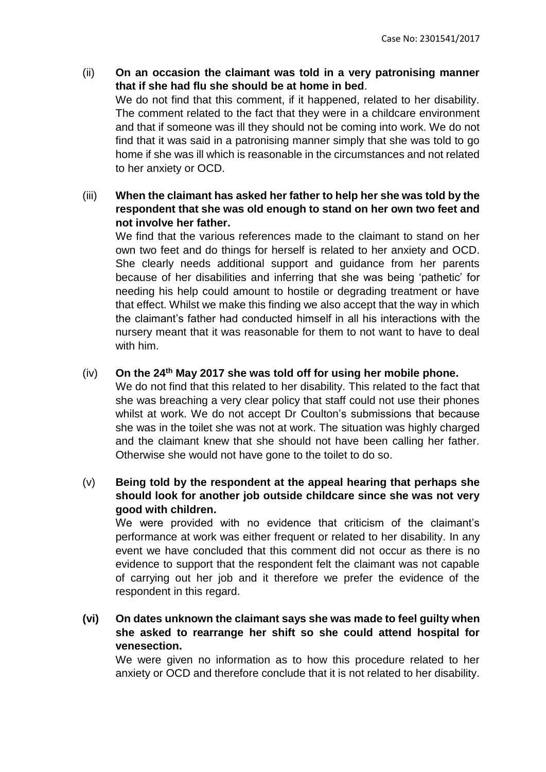(ii) **On an occasion the claimant was told in a very patronising manner that if she had flu she should be at home in bed**.

We do not find that this comment, if it happened, related to her disability. The comment related to the fact that they were in a childcare environment and that if someone was ill they should not be coming into work. We do not find that it was said in a patronising manner simply that she was told to go home if she was ill which is reasonable in the circumstances and not related to her anxiety or OCD.

(iii) **When the claimant has asked her father to help her she was told by the respondent that she was old enough to stand on her own two feet and not involve her father.**

We find that the various references made to the claimant to stand on her own two feet and do things for herself is related to her anxiety and OCD. She clearly needs additional support and guidance from her parents because of her disabilities and inferring that she was being 'pathetic' for needing his help could amount to hostile or degrading treatment or have that effect. Whilst we make this finding we also accept that the way in which the claimant's father had conducted himself in all his interactions with the nursery meant that it was reasonable for them to not want to have to deal with him.

(iv) **On the 24th May 2017 she was told off for using her mobile phone.**

We do not find that this related to her disability. This related to the fact that she was breaching a very clear policy that staff could not use their phones whilst at work. We do not accept Dr Coulton's submissions that because she was in the toilet she was not at work. The situation was highly charged and the claimant knew that she should not have been calling her father. Otherwise she would not have gone to the toilet to do so.

(v) **Being told by the respondent at the appeal hearing that perhaps she should look for another job outside childcare since she was not very good with children.**

We were provided with no evidence that criticism of the claimant's performance at work was either frequent or related to her disability. In any event we have concluded that this comment did not occur as there is no evidence to support that the respondent felt the claimant was not capable of carrying out her job and it therefore we prefer the evidence of the respondent in this regard.

**(vi) On dates unknown the claimant says she was made to feel guilty when she asked to rearrange her shift so she could attend hospital for venesection.**

We were given no information as to how this procedure related to her anxiety or OCD and therefore conclude that it is not related to her disability.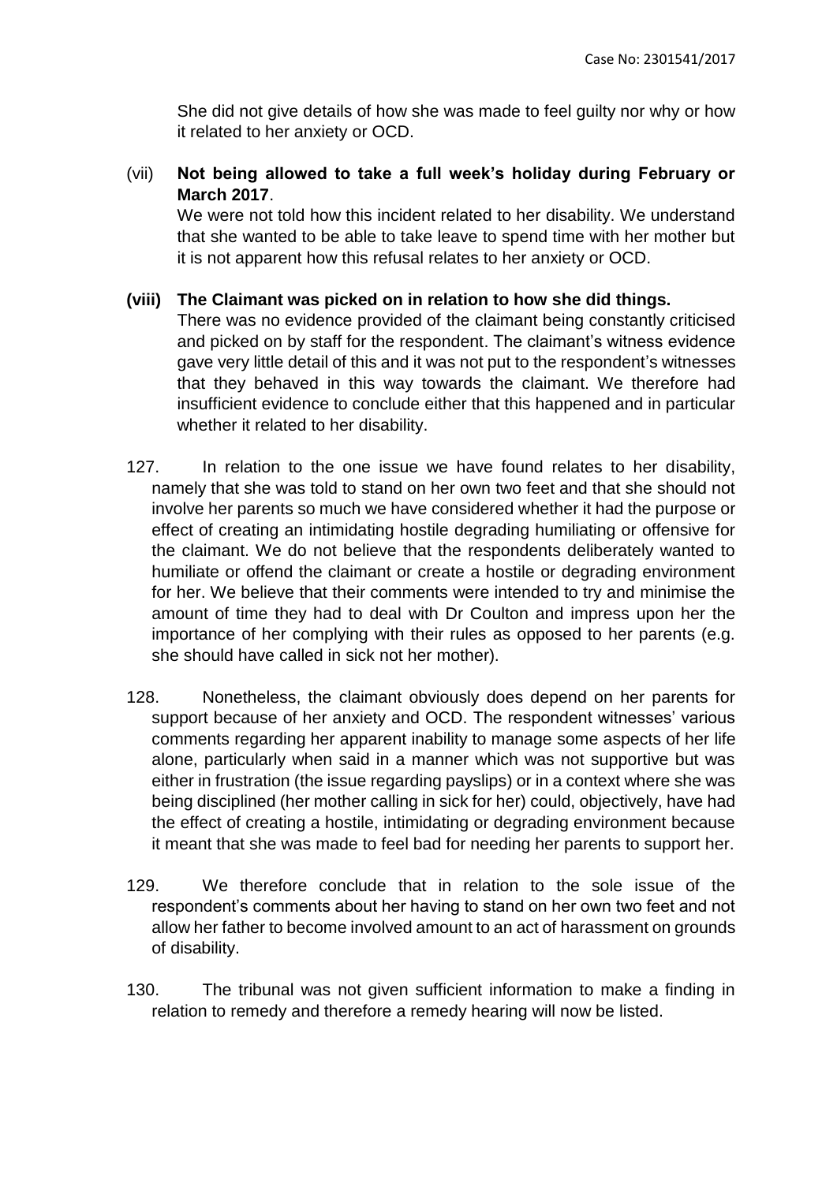She did not give details of how she was made to feel guilty nor why or how it related to her anxiety or OCD.

(vii) **Not being allowed to take a full week's holiday during February or March 2017**.
We were not told how this incident related to her disability. We understand that she wanted to be able to take leave to spend time with her mother but it is not apparent how this refusal relates to her anxiety or OCD.

**(viii) The Claimant was picked on in relation to how she did things.**
There was no evidence provided of the claimant being constantly criticised and picked on by staff for the respondent. The claimant's witness evidence gave very little detail of this and it was not put to the respondent's witnesses that they behaved in this way towards the claimant. We therefore had insufficient evidence to conclude either that this happened and in particular whether it related to her disability.

127. In relation to the one issue we have found relates to her disability, namely that she was told to stand on her own two feet and that she should not involve her parents so much we have considered whether it had the purpose or effect of creating an intimidating hostile degrading humiliating or offensive for the claimant. We do not believe that the respondents deliberately wanted to humiliate or offend the claimant or create a hostile or degrading environment for her. We believe that their comments were intended to try and minimise the amount of time they had to deal with Dr Coulton and impress upon her the importance of her complying with their rules as opposed to her parents (e.g. she should have called in sick not her mother).

128. Nonetheless, the claimant obviously does depend on her parents for support because of her anxiety and OCD. The respondent witnesses' various comments regarding her apparent inability to manage some aspects of her life alone, particularly when said in a manner which was not supportive but was either in frustration (the issue regarding payslips) or in a context where she was being disciplined (her mother calling in sick for her) could, objectively, have had the effect of creating a hostile, intimidating or degrading environment because it meant that she was made to feel bad for needing her parents to support her.

129. We therefore conclude that in relation to the sole issue of the respondent's comments about her having to stand on her own two feet and not allow her father to become involved amount to an act of harassment on grounds of disability.

130. The tribunal was not given sufficient information to make a finding in relation to remedy and therefore a remedy hearing will now be listed.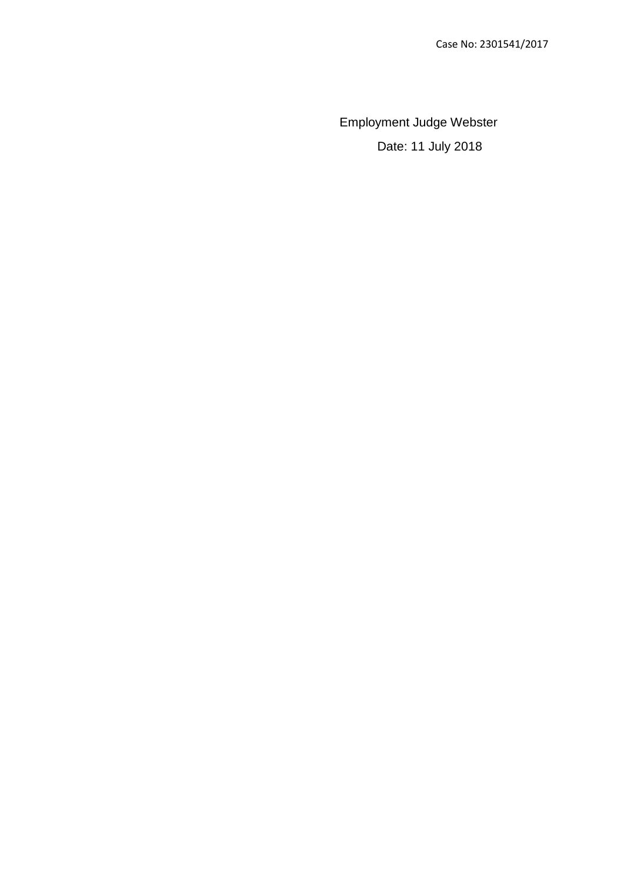Employment Judge Webster

Date: 11 July 2018